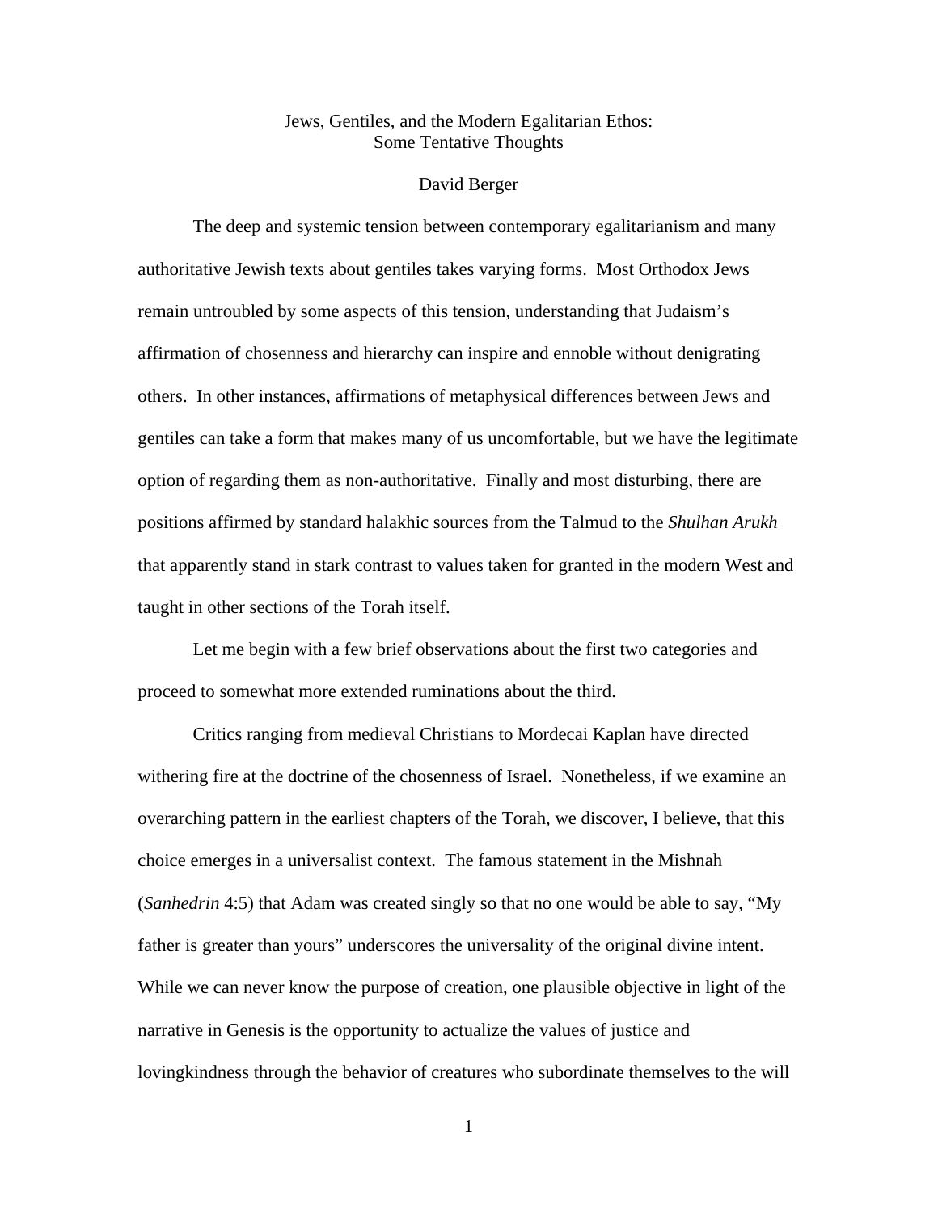# Jews, Gentiles, and the Modern Egalitarian Ethos: Some Tentative Thoughts

David Berger

The deep and systemic tension between contemporary egalitarianism and many authoritative Jewish texts about gentiles takes varying forms. Most Orthodox Jews remain untroubled by some aspects of this tension, understanding that Judaism's affirmation of chosenness and hierarchy can inspire and ennoble without denigrating others. In other instances, affirmations of metaphysical differences between Jews and gentiles can take a form that makes many of us uncomfortable, but we have the legitimate option of regarding them as non-authoritative. Finally and most disturbing, there are positions affirmed by standard halakhic sources from the Talmud to the *Shulhan Arukh* that apparently stand in stark contrast to values taken for granted in the modern West and taught in other sections of the Torah itself.

Let me begin with a few brief observations about the first two categories and proceed to somewhat more extended ruminations about the third.

Critics ranging from medieval Christians to Mordecai Kaplan have directed withering fire at the doctrine of the chosenness of Israel. Nonetheless, if we examine an overarching pattern in the earliest chapters of the Torah, we discover, I believe, that this choice emerges in a universalist context. The famous statement in the Mishnah (*Sanhedrin* 4:5) that Adam was created singly so that no one would be able to say, "My father is greater than yours" underscores the universality of the original divine intent. While we can never know the purpose of creation, one plausible objective in light of the narrative in Genesis is the opportunity to actualize the values of justice and lovingkindness through the behavior of creatures who subordinate themselves to the will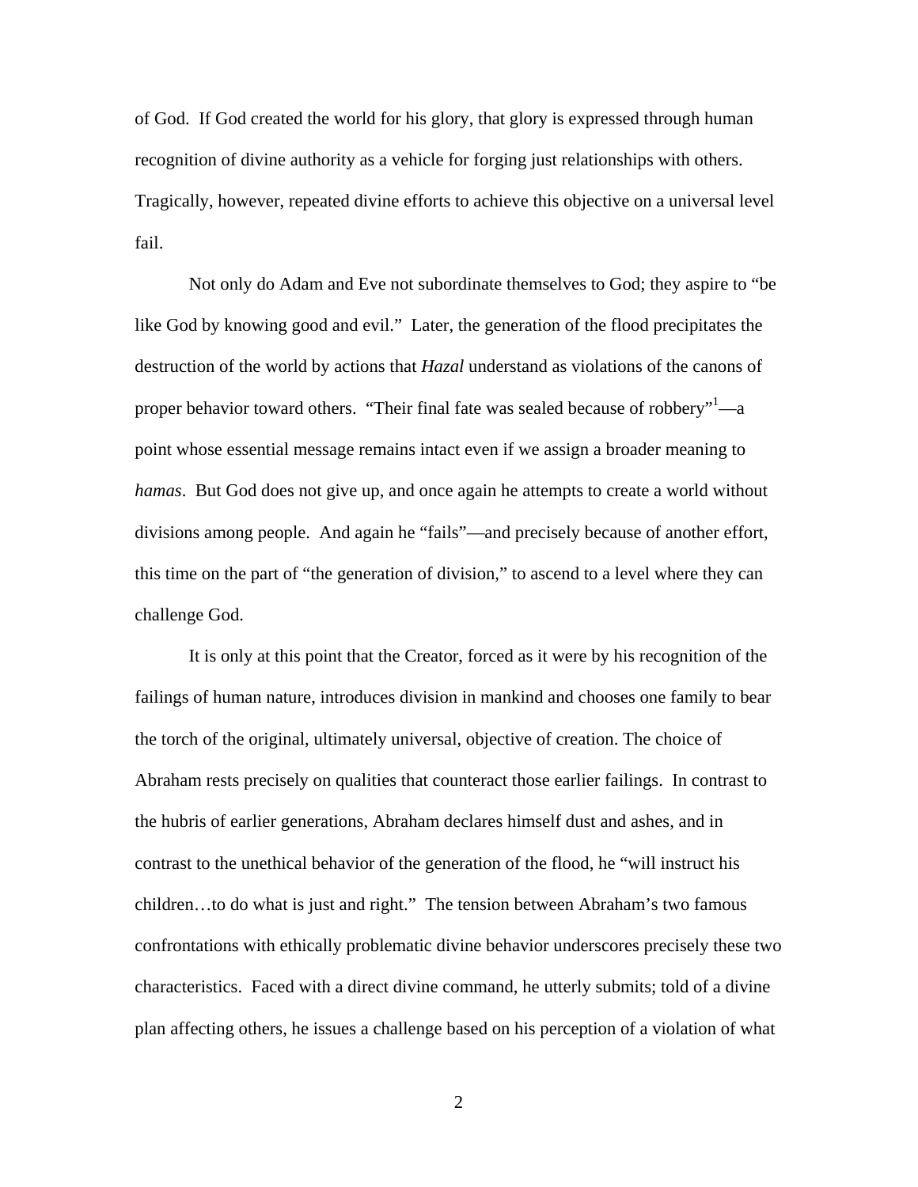of God. If God created the world for his glory, that glory is expressed through human recognition of divine authority as a vehicle for forging just relationships with others. Tragically, however, repeated divine efforts to achieve this objective on a universal level fail.

Not only do Adam and Eve not subordinate themselves to God; they aspire to "be like God by knowing good and evil." Later, the generation of the flood precipitates the destruction of the world by actions that *Hazal* understand as violations of the canons of proper behavior toward others. "Their final fate was sealed because of robbery"[1]—a point whose essential message remains intact even if we assign a broader meaning to *hamas*. But God does not give up, and once again he attempts to create a world without divisions among people. And again he "fails"—and precisely because of another effort, this time on the part of "the generation of division," to ascend to a level where they can challenge God.

It is only at this point that the Creator, forced as it were by his recognition of the failings of human nature, introduces division in mankind and chooses one family to bear the torch of the original, ultimately universal, objective of creation. The choice of Abraham rests precisely on qualities that counteract those earlier failings. In contrast to the hubris of earlier generations, Abraham declares himself dust and ashes, and in contrast to the unethical behavior of the generation of the flood, he "will instruct his children…to do what is just and right." The tension between Abraham's two famous confrontations with ethically problematic divine behavior underscores precisely these two characteristics. Faced with a direct divine command, he utterly submits; told of a divine plan affecting others, he issues a challenge based on his perception of a violation of what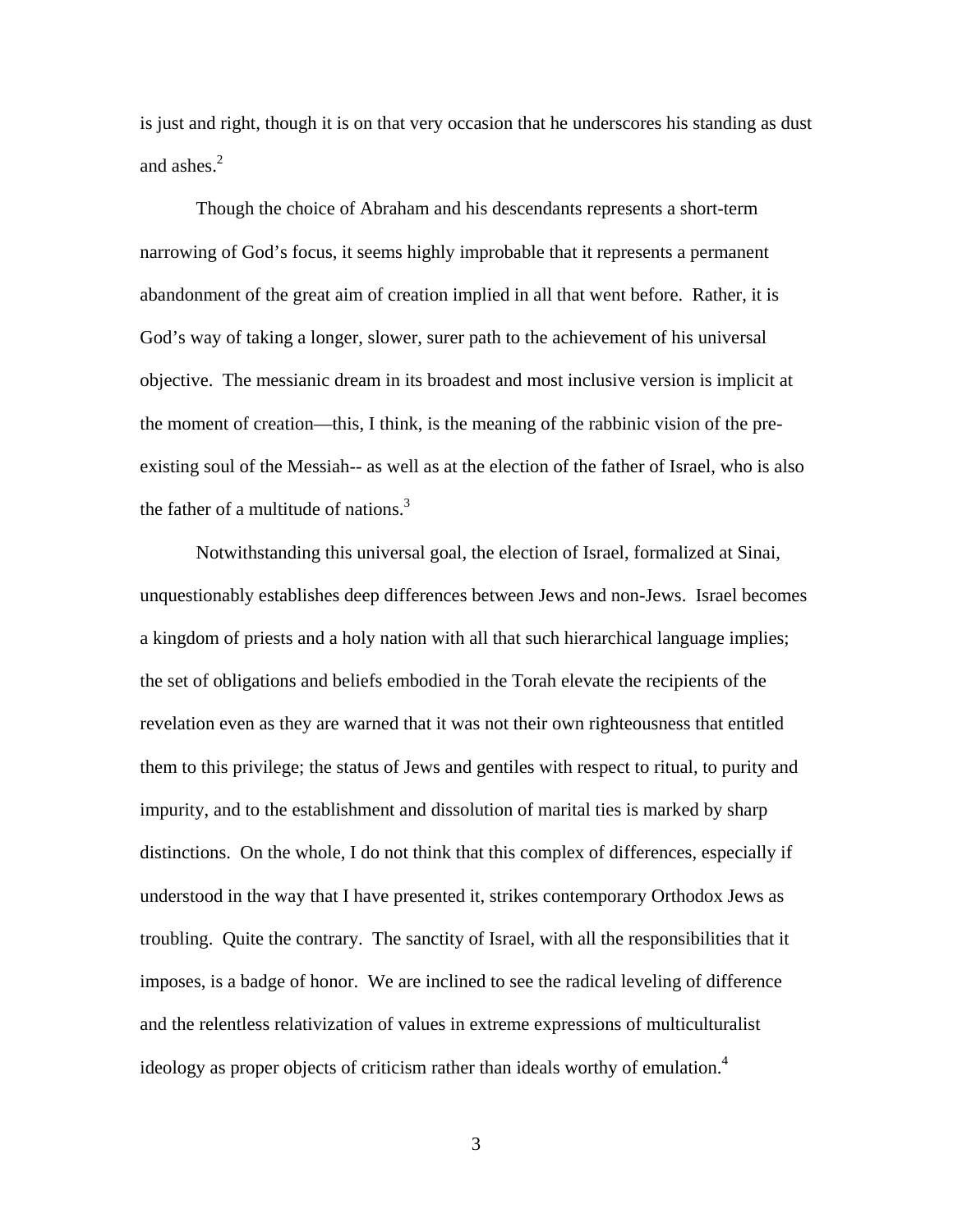is just and right, though it is on that very occasion that he underscores his standing as dust and ashes.[2]

Though the choice of Abraham and his descendants represents a short-term narrowing of God's focus, it seems highly improbable that it represents a permanent abandonment of the great aim of creation implied in all that went before. Rather, it is God's way of taking a longer, slower, surer path to the achievement of his universal objective. The messianic dream in its broadest and most inclusive version is implicit at the moment of creation—this, I think, is the meaning of the rabbinic vision of the pre-existing soul of the Messiah-- as well as at the election of the father of Israel, who is also the father of a multitude of nations.[3]

Notwithstanding this universal goal, the election of Israel, formalized at Sinai, unquestionably establishes deep differences between Jews and non-Jews. Israel becomes a kingdom of priests and a holy nation with all that such hierarchical language implies; the set of obligations and beliefs embodied in the Torah elevate the recipients of the revelation even as they are warned that it was not their own righteousness that entitled them to this privilege; the status of Jews and gentiles with respect to ritual, to purity and impurity, and to the establishment and dissolution of marital ties is marked by sharp distinctions. On the whole, I do not think that this complex of differences, especially if understood in the way that I have presented it, strikes contemporary Orthodox Jews as troubling. Quite the contrary. The sanctity of Israel, with all the responsibilities that it imposes, is a badge of honor. We are inclined to see the radical leveling of difference and the relentless relativization of values in extreme expressions of multiculturalist ideology as proper objects of criticism rather than ideals worthy of emulation.[4]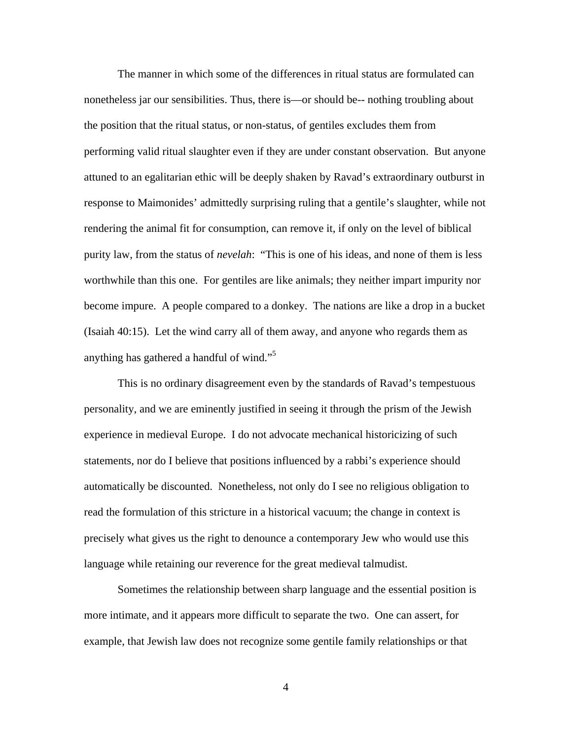The manner in which some of the differences in ritual status are formulated can nonetheless jar our sensibilities. Thus, there is—or should be-- nothing troubling about the position that the ritual status, or non-status, of gentiles excludes them from performing valid ritual slaughter even if they are under constant observation. But anyone attuned to an egalitarian ethic will be deeply shaken by Ravad's extraordinary outburst in response to Maimonides' admittedly surprising ruling that a gentile's slaughter, while not rendering the animal fit for consumption, can remove it, if only on the level of biblical purity law, from the status of *nevelah*: "This is one of his ideas, and none of them is less worthwhile than this one. For gentiles are like animals; they neither impart impurity nor become impure. A people compared to a donkey. The nations are like a drop in a bucket (Isaiah 40:15). Let the wind carry all of them away, and anyone who regards them as anything has gathered a handful of wind."[5]

This is no ordinary disagreement even by the standards of Ravad's tempestuous personality, and we are eminently justified in seeing it through the prism of the Jewish experience in medieval Europe. I do not advocate mechanical historicizing of such statements, nor do I believe that positions influenced by a rabbi's experience should automatically be discounted. Nonetheless, not only do I see no religious obligation to read the formulation of this stricture in a historical vacuum; the change in context is precisely what gives us the right to denounce a contemporary Jew who would use this language while retaining our reverence for the great medieval talmudist.

Sometimes the relationship between sharp language and the essential position is more intimate, and it appears more difficult to separate the two. One can assert, for example, that Jewish law does not recognize some gentile family relationships or that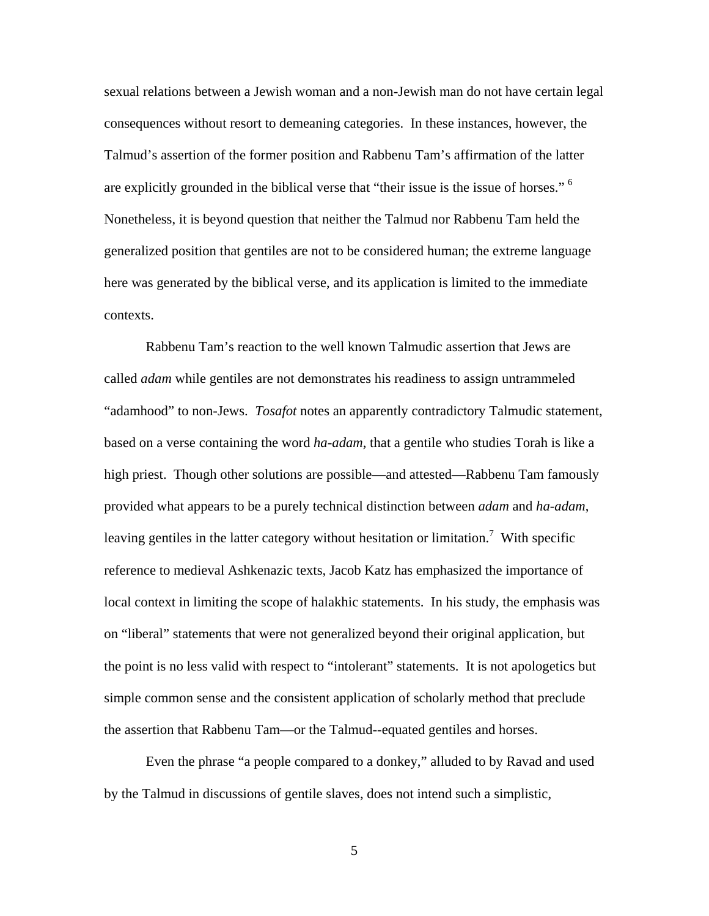sexual relations between a Jewish woman and a non-Jewish man do not have certain legal consequences without resort to demeaning categories. In these instances, however, the Talmud's assertion of the former position and Rabbenu Tam's affirmation of the latter are explicitly grounded in the biblical verse that "their issue is the issue of horses." [6] Nonetheless, it is beyond question that neither the Talmud nor Rabbenu Tam held the generalized position that gentiles are not to be considered human; the extreme language here was generated by the biblical verse, and its application is limited to the immediate contexts.

Rabbenu Tam's reaction to the well known Talmudic assertion that Jews are called *adam* while gentiles are not demonstrates his readiness to assign untrammeled "adamhood" to non-Jews. *Tosafot* notes an apparently contradictory Talmudic statement, based on a verse containing the word *ha-adam*, that a gentile who studies Torah is like a high priest. Though other solutions are possible—and attested—Rabbenu Tam famously provided what appears to be a purely technical distinction between *adam* and *ha-adam*, leaving gentiles in the latter category without hesitation or limitation.[7] With specific reference to medieval Ashkenazic texts, Jacob Katz has emphasized the importance of local context in limiting the scope of halakhic statements. In his study, the emphasis was on "liberal" statements that were not generalized beyond their original application, but the point is no less valid with respect to "intolerant" statements. It is not apologetics but simple common sense and the consistent application of scholarly method that preclude the assertion that Rabbenu Tam—or the Talmud--equated gentiles and horses.

Even the phrase "a people compared to a donkey," alluded to by Ravad and used by the Talmud in discussions of gentile slaves, does not intend such a simplistic,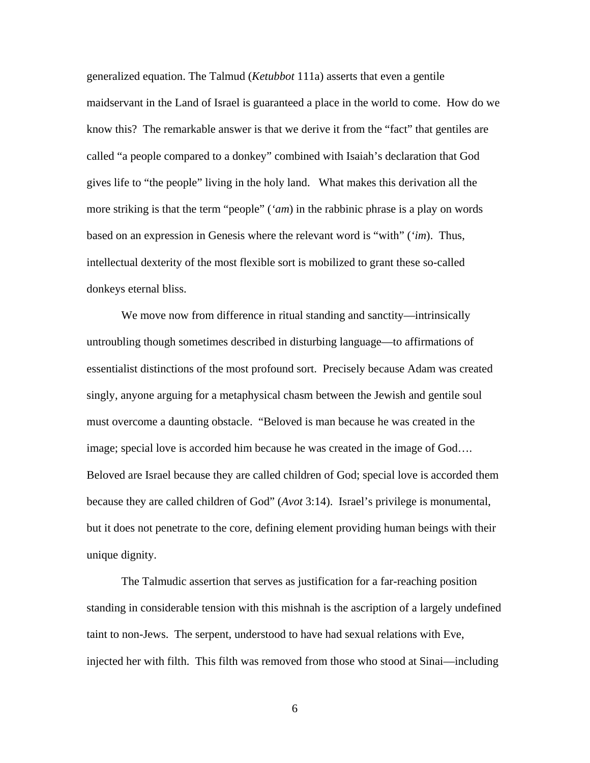generalized equation. The Talmud (*Ketubbot* 111a) asserts that even a gentile maidservant in the Land of Israel is guaranteed a place in the world to come. How do we know this? The remarkable answer is that we derive it from the "fact" that gentiles are called "a people compared to a donkey" combined with Isaiah's declaration that God gives life to "the people" living in the holy land. What makes this derivation all the more striking is that the term "people" (*'am*) in the rabbinic phrase is a play on words based on an expression in Genesis where the relevant word is "with" (*'im*). Thus, intellectual dexterity of the most flexible sort is mobilized to grant these so-called donkeys eternal bliss.

We move now from difference in ritual standing and sanctity—intrinsically untroubling though sometimes described in disturbing language—to affirmations of essentialist distinctions of the most profound sort. Precisely because Adam was created singly, anyone arguing for a metaphysical chasm between the Jewish and gentile soul must overcome a daunting obstacle. "Beloved is man because he was created in the image; special love is accorded him because he was created in the image of God…. Beloved are Israel because they are called children of God; special love is accorded them because they are called children of God" (*Avot* 3:14). Israel's privilege is monumental, but it does not penetrate to the core, defining element providing human beings with their unique dignity.

The Talmudic assertion that serves as justification for a far-reaching position standing in considerable tension with this mishnah is the ascription of a largely undefined taint to non-Jews. The serpent, understood to have had sexual relations with Eve, injected her with filth. This filth was removed from those who stood at Sinai—including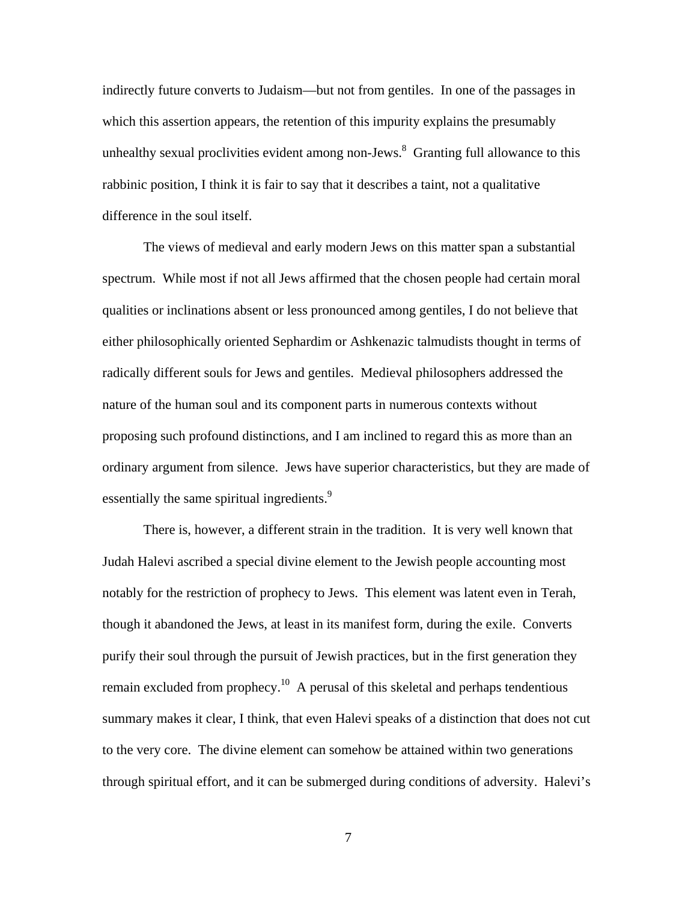indirectly future converts to Judaism—but not from gentiles. In one of the passages in which this assertion appears, the retention of this impurity explains the presumably unhealthy sexual proclivities evident among non-Jews.[8] Granting full allowance to this rabbinic position, I think it is fair to say that it describes a taint, not a qualitative difference in the soul itself.

The views of medieval and early modern Jews on this matter span a substantial spectrum. While most if not all Jews affirmed that the chosen people had certain moral qualities or inclinations absent or less pronounced among gentiles, I do not believe that either philosophically oriented Sephardim or Ashkenazic talmudists thought in terms of radically different souls for Jews and gentiles. Medieval philosophers addressed the nature of the human soul and its component parts in numerous contexts without proposing such profound distinctions, and I am inclined to regard this as more than an ordinary argument from silence. Jews have superior characteristics, but they are made of essentially the same spiritual ingredients.[9]

There is, however, a different strain in the tradition. It is very well known that Judah Halevi ascribed a special divine element to the Jewish people accounting most notably for the restriction of prophecy to Jews. This element was latent even in Terah, though it abandoned the Jews, at least in its manifest form, during the exile. Converts purify their soul through the pursuit of Jewish practices, but in the first generation they remain excluded from prophecy.[10] A perusal of this skeletal and perhaps tendentious summary makes it clear, I think, that even Halevi speaks of a distinction that does not cut to the very core. The divine element can somehow be attained within two generations through spiritual effort, and it can be submerged during conditions of adversity. Halevi's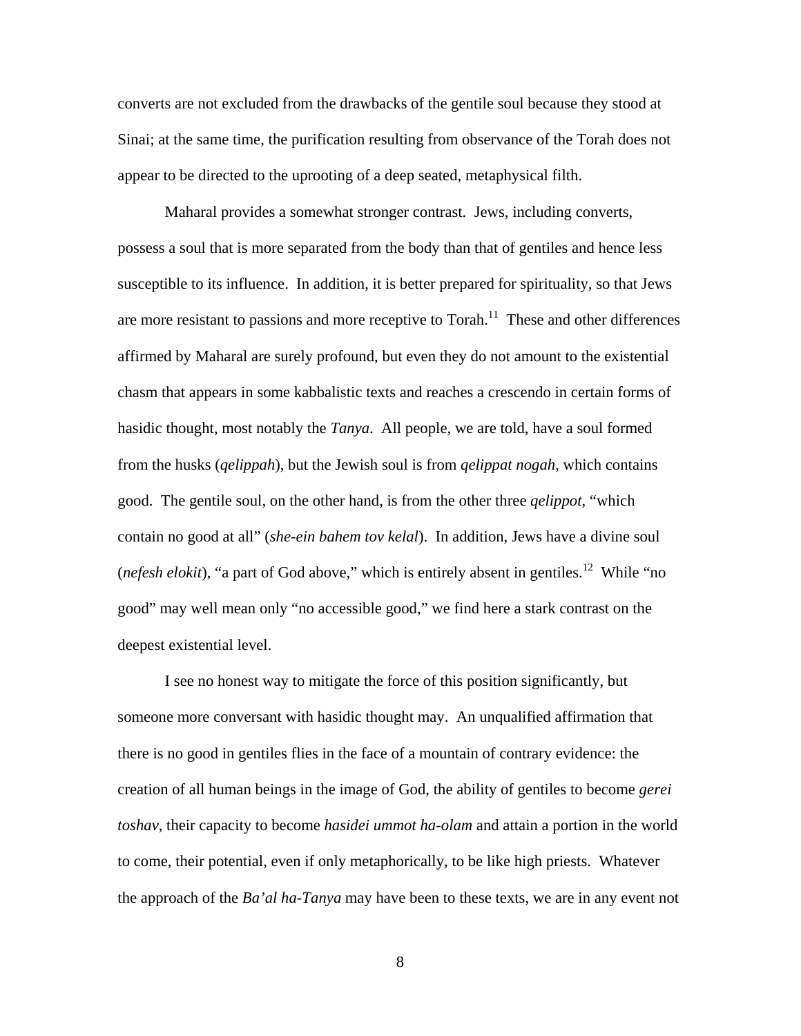converts are not excluded from the drawbacks of the gentile soul because they stood at Sinai; at the same time, the purification resulting from observance of the Torah does not appear to be directed to the uprooting of a deep seated, metaphysical filth.

Maharal provides a somewhat stronger contrast. Jews, including converts, possess a soul that is more separated from the body than that of gentiles and hence less susceptible to its influence. In addition, it is better prepared for spirituality, so that Jews are more resistant to passions and more receptive to Torah.[11] These and other differences affirmed by Maharal are surely profound, but even they do not amount to the existential chasm that appears in some kabbalistic texts and reaches a crescendo in certain forms of hasidic thought, most notably the *Tanya*. All people, we are told, have a soul formed from the husks (*qelippah*), but the Jewish soul is from *qelippat nogah*, which contains good. The gentile soul, on the other hand, is from the other three *qelippot*, "which contain no good at all" (*she-ein bahem tov kelal*). In addition, Jews have a divine soul (*nefesh elokit*), "a part of God above," which is entirely absent in gentiles.[12] While "no good" may well mean only "no accessible good," we find here a stark contrast on the deepest existential level.

I see no honest way to mitigate the force of this position significantly, but someone more conversant with hasidic thought may. An unqualified affirmation that there is no good in gentiles flies in the face of a mountain of contrary evidence: the creation of all human beings in the image of God, the ability of gentiles to become *gerei toshav*, their capacity to become *hasidei ummot ha-olam* and attain a portion in the world to come, their potential, even if only metaphorically, to be like high priests. Whatever the approach of the *Ba'al ha-Tanya* may have been to these texts, we are in any event not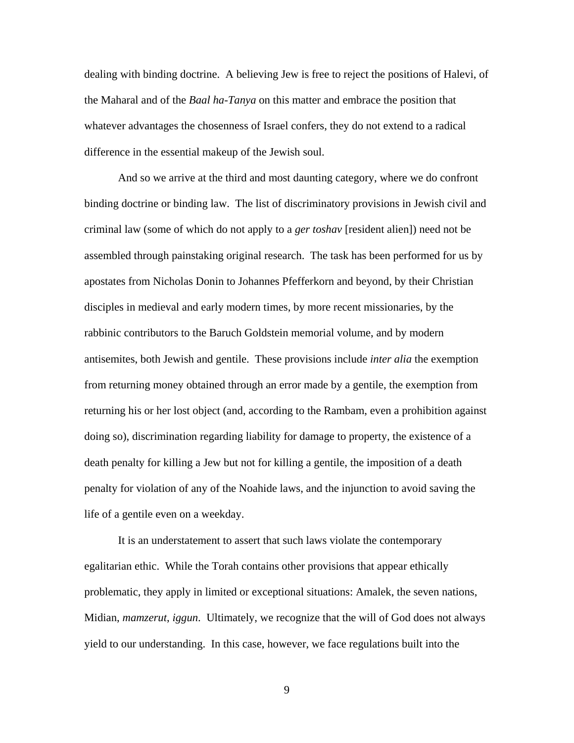dealing with binding doctrine. A believing Jew is free to reject the positions of Halevi, of the Maharal and of the *Baal ha-Tanya* on this matter and embrace the position that whatever advantages the chosenness of Israel confers, they do not extend to a radical difference in the essential makeup of the Jewish soul.

And so we arrive at the third and most daunting category, where we do confront binding doctrine or binding law. The list of discriminatory provisions in Jewish civil and criminal law (some of which do not apply to a *ger toshav* [resident alien]) need not be assembled through painstaking original research. The task has been performed for us by apostates from Nicholas Donin to Johannes Pfefferkorn and beyond, by their Christian disciples in medieval and early modern times, by more recent missionaries, by the rabbinic contributors to the Baruch Goldstein memorial volume, and by modern antisemites, both Jewish and gentile. These provisions include *inter alia* the exemption from returning money obtained through an error made by a gentile, the exemption from returning his or her lost object (and, according to the Rambam, even a prohibition against doing so), discrimination regarding liability for damage to property, the existence of a death penalty for killing a Jew but not for killing a gentile, the imposition of a death penalty for violation of any of the Noahide laws, and the injunction to avoid saving the life of a gentile even on a weekday.

It is an understatement to assert that such laws violate the contemporary egalitarian ethic. While the Torah contains other provisions that appear ethically problematic, they apply in limited or exceptional situations: Amalek, the seven nations, Midian, *mamzerut*, *iggun*. Ultimately, we recognize that the will of God does not always yield to our understanding. In this case, however, we face regulations built into the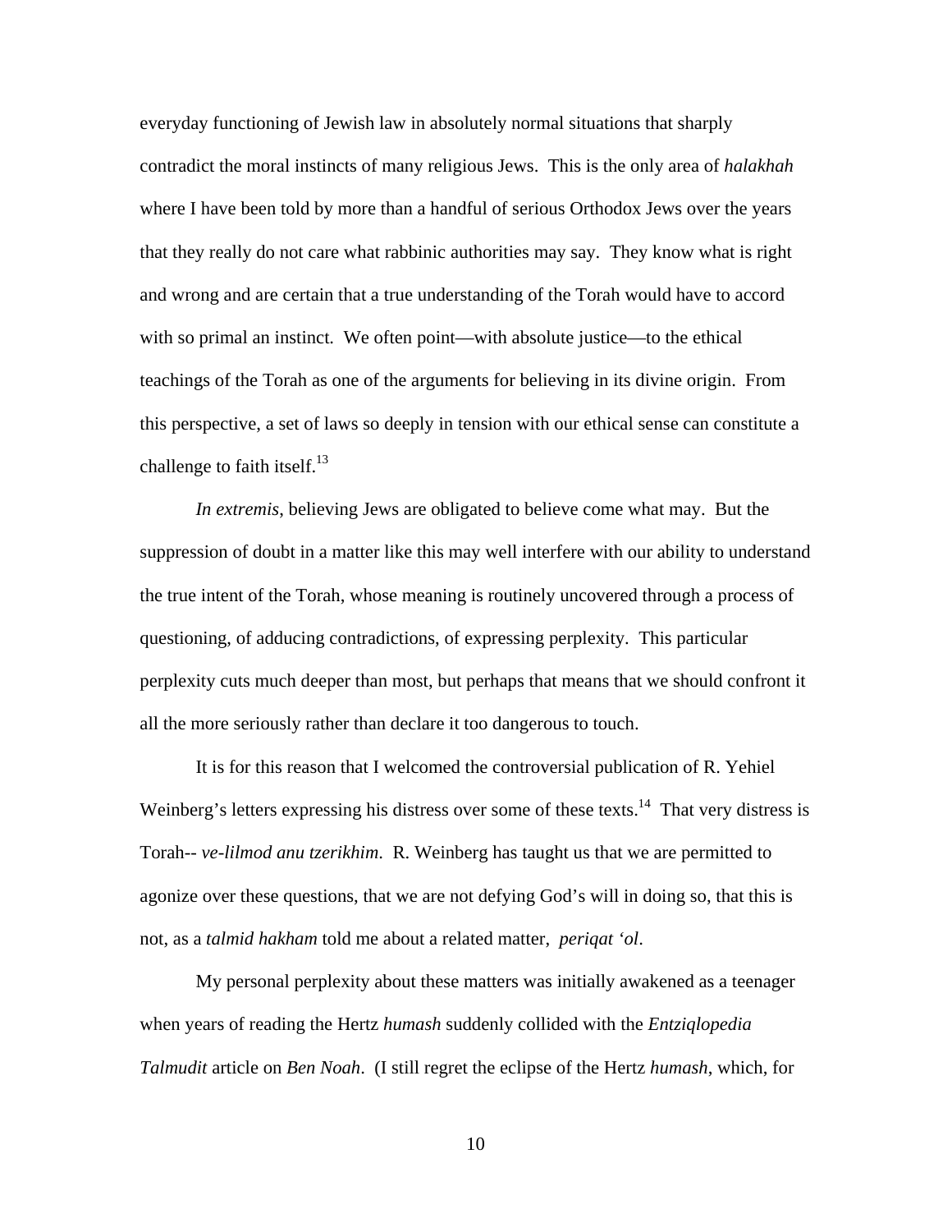everyday functioning of Jewish law in absolutely normal situations that sharply contradict the moral instincts of many religious Jews. This is the only area of *halakhah* where I have been told by more than a handful of serious Orthodox Jews over the years that they really do not care what rabbinic authorities may say. They know what is right and wrong and are certain that a true understanding of the Torah would have to accord with so primal an instinct. We often point—with absolute justice—to the ethical teachings of the Torah as one of the arguments for believing in its divine origin. From this perspective, a set of laws so deeply in tension with our ethical sense can constitute a challenge to faith itself.[13]

*In extremis*, believing Jews are obligated to believe come what may. But the suppression of doubt in a matter like this may well interfere with our ability to understand the true intent of the Torah, whose meaning is routinely uncovered through a process of questioning, of adducing contradictions, of expressing perplexity. This particular perplexity cuts much deeper than most, but perhaps that means that we should confront it all the more seriously rather than declare it too dangerous to touch.

It is for this reason that I welcomed the controversial publication of R. Yehiel Weinberg's letters expressing his distress over some of these texts.[14] That very distress is Torah-- *ve-lilmod anu tzerikhim*. R. Weinberg has taught us that we are permitted to agonize over these questions, that we are not defying God's will in doing so, that this is not, as a *talmid hakham* told me about a related matter, *periqat 'ol*.

My personal perplexity about these matters was initially awakened as a teenager when years of reading the Hertz *humash* suddenly collided with the *Entziqlopedia Talmudit* article on *Ben Noah*. (I still regret the eclipse of the Hertz *humash*, which, for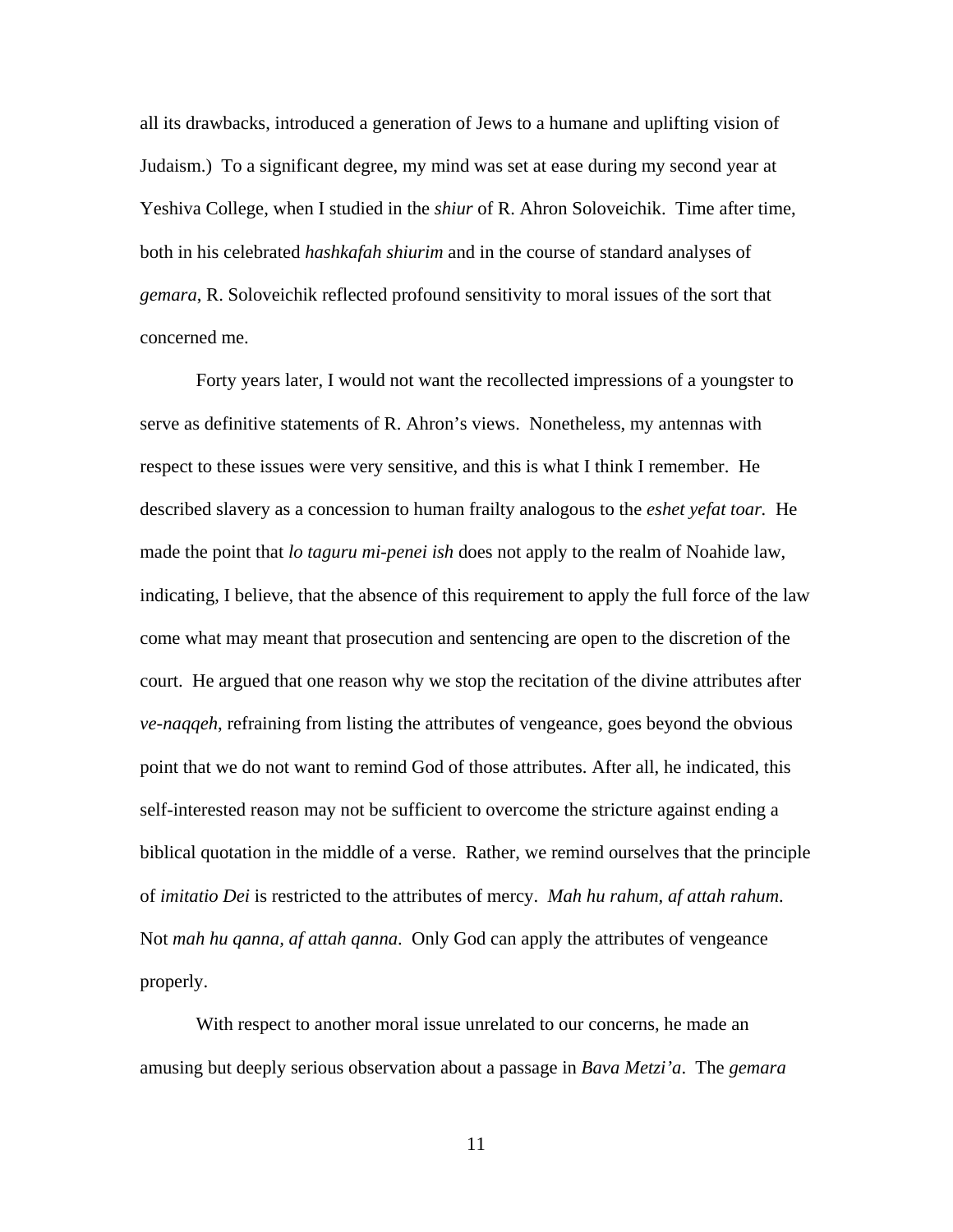all its drawbacks, introduced a generation of Jews to a humane and uplifting vision of Judaism.) To a significant degree, my mind was set at ease during my second year at Yeshiva College, when I studied in the *shiur* of R. Ahron Soloveichik. Time after time, both in his celebrated *hashkafah shiurim* and in the course of standard analyses of *gemara*, R. Soloveichik reflected profound sensitivity to moral issues of the sort that concerned me.

Forty years later, I would not want the recollected impressions of a youngster to serve as definitive statements of R. Ahron's views. Nonetheless, my antennas with respect to these issues were very sensitive, and this is what I think I remember. He described slavery as a concession to human frailty analogous to the *eshet yefat toar.* He made the point that *lo taguru mi-penei ish* does not apply to the realm of Noahide law, indicating, I believe, that the absence of this requirement to apply the full force of the law come what may meant that prosecution and sentencing are open to the discretion of the court. He argued that one reason why we stop the recitation of the divine attributes after *ve-naqqeh*, refraining from listing the attributes of vengeance, goes beyond the obvious point that we do not want to remind God of those attributes. After all, he indicated, this self-interested reason may not be sufficient to overcome the stricture against ending a biblical quotation in the middle of a verse. Rather, we remind ourselves that the principle of *imitatio Dei* is restricted to the attributes of mercy. *Mah hu rahum, af attah rahum*. Not *mah hu qanna, af attah qanna*. Only God can apply the attributes of vengeance properly.

With respect to another moral issue unrelated to our concerns, he made an amusing but deeply serious observation about a passage in *Bava Metzi'a*. The *gemara*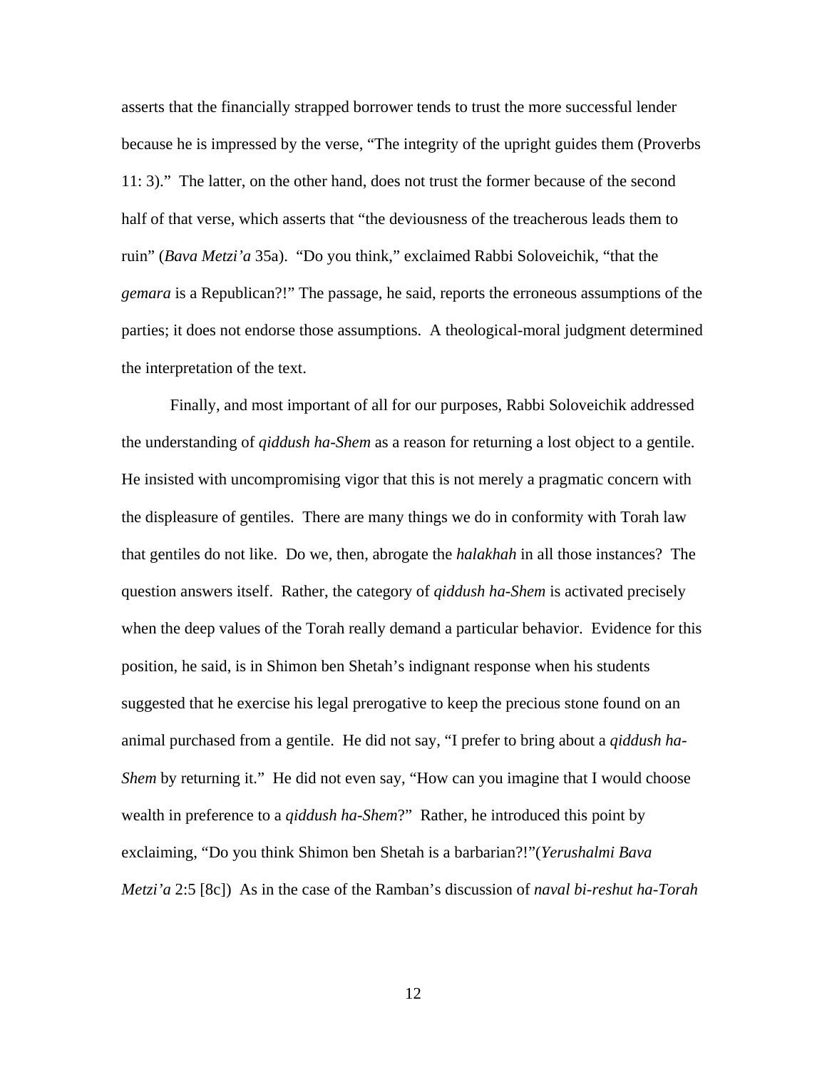asserts that the financially strapped borrower tends to trust the more successful lender because he is impressed by the verse, "The integrity of the upright guides them (Proverbs 11: 3)." The latter, on the other hand, does not trust the former because of the second half of that verse, which asserts that "the deviousness of the treacherous leads them to ruin" (*Bava Metzi'a* 35a). "Do you think," exclaimed Rabbi Soloveichik, "that the *gemara* is a Republican?!" The passage, he said, reports the erroneous assumptions of the parties; it does not endorse those assumptions. A theological-moral judgment determined the interpretation of the text.

Finally, and most important of all for our purposes, Rabbi Soloveichik addressed the understanding of *qiddush ha-Shem* as a reason for returning a lost object to a gentile. He insisted with uncompromising vigor that this is not merely a pragmatic concern with the displeasure of gentiles. There are many things we do in conformity with Torah law that gentiles do not like. Do we, then, abrogate the *halakhah* in all those instances? The question answers itself. Rather, the category of *qiddush ha-Shem* is activated precisely when the deep values of the Torah really demand a particular behavior. Evidence for this position, he said, is in Shimon ben Shetah's indignant response when his students suggested that he exercise his legal prerogative to keep the precious stone found on an animal purchased from a gentile. He did not say, "I prefer to bring about a *qiddush ha-Shem* by returning it." He did not even say, "How can you imagine that I would choose wealth in preference to a *qiddush ha-Shem*?" Rather, he introduced this point by exclaiming, "Do you think Shimon ben Shetah is a barbarian?!"(*Yerushalmi Bava Metzi'a* 2:5 [8c]) As in the case of the Ramban's discussion of *naval bi-reshut ha-Torah*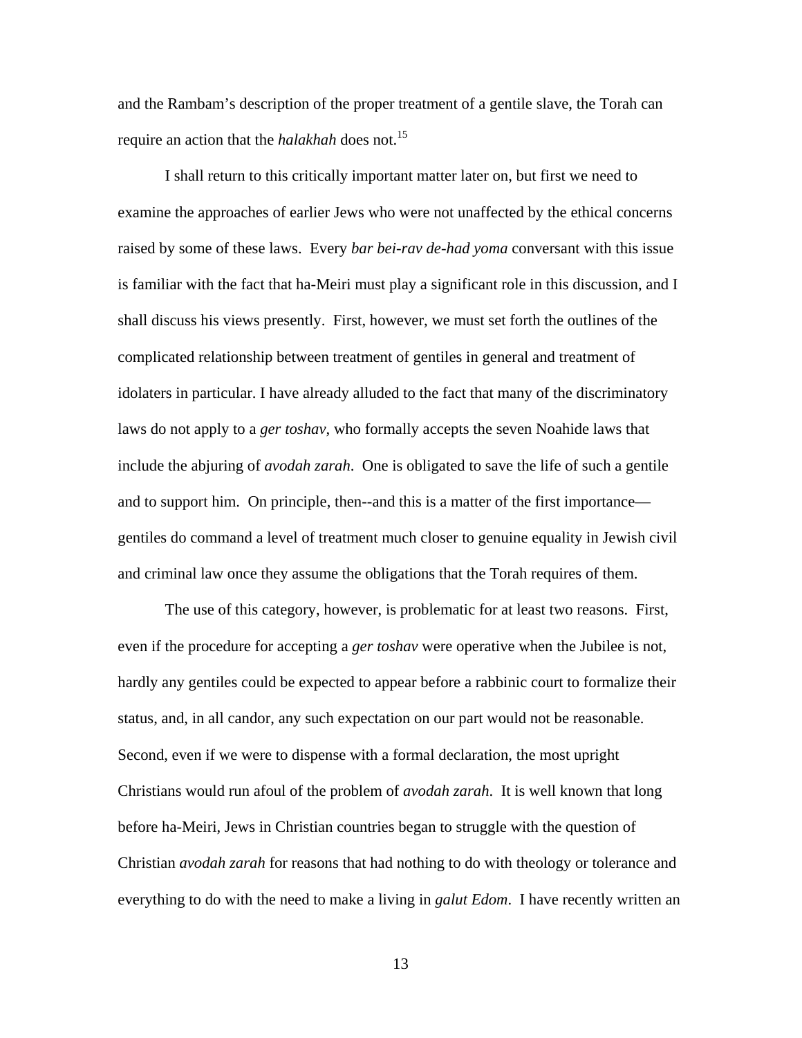and the Rambam's description of the proper treatment of a gentile slave, the Torah can require an action that the *halakhah* does not.[15]

I shall return to this critically important matter later on, but first we need to examine the approaches of earlier Jews who were not unaffected by the ethical concerns raised by some of these laws. Every *bar bei-rav de-had yoma* conversant with this issue is familiar with the fact that ha-Meiri must play a significant role in this discussion, and I shall discuss his views presently. First, however, we must set forth the outlines of the complicated relationship between treatment of gentiles in general and treatment of idolaters in particular. I have already alluded to the fact that many of the discriminatory laws do not apply to a *ger toshav*, who formally accepts the seven Noahide laws that include the abjuring of *avodah zarah*. One is obligated to save the life of such a gentile and to support him. On principle, then--and this is a matter of the first importance—gentiles do command a level of treatment much closer to genuine equality in Jewish civil and criminal law once they assume the obligations that the Torah requires of them.

The use of this category, however, is problematic for at least two reasons. First, even if the procedure for accepting a *ger toshav* were operative when the Jubilee is not, hardly any gentiles could be expected to appear before a rabbinic court to formalize their status, and, in all candor, any such expectation on our part would not be reasonable. Second, even if we were to dispense with a formal declaration, the most upright Christians would run afoul of the problem of *avodah zarah*. It is well known that long before ha-Meiri, Jews in Christian countries began to struggle with the question of Christian *avodah zarah* for reasons that had nothing to do with theology or tolerance and everything to do with the need to make a living in *galut Edom*. I have recently written an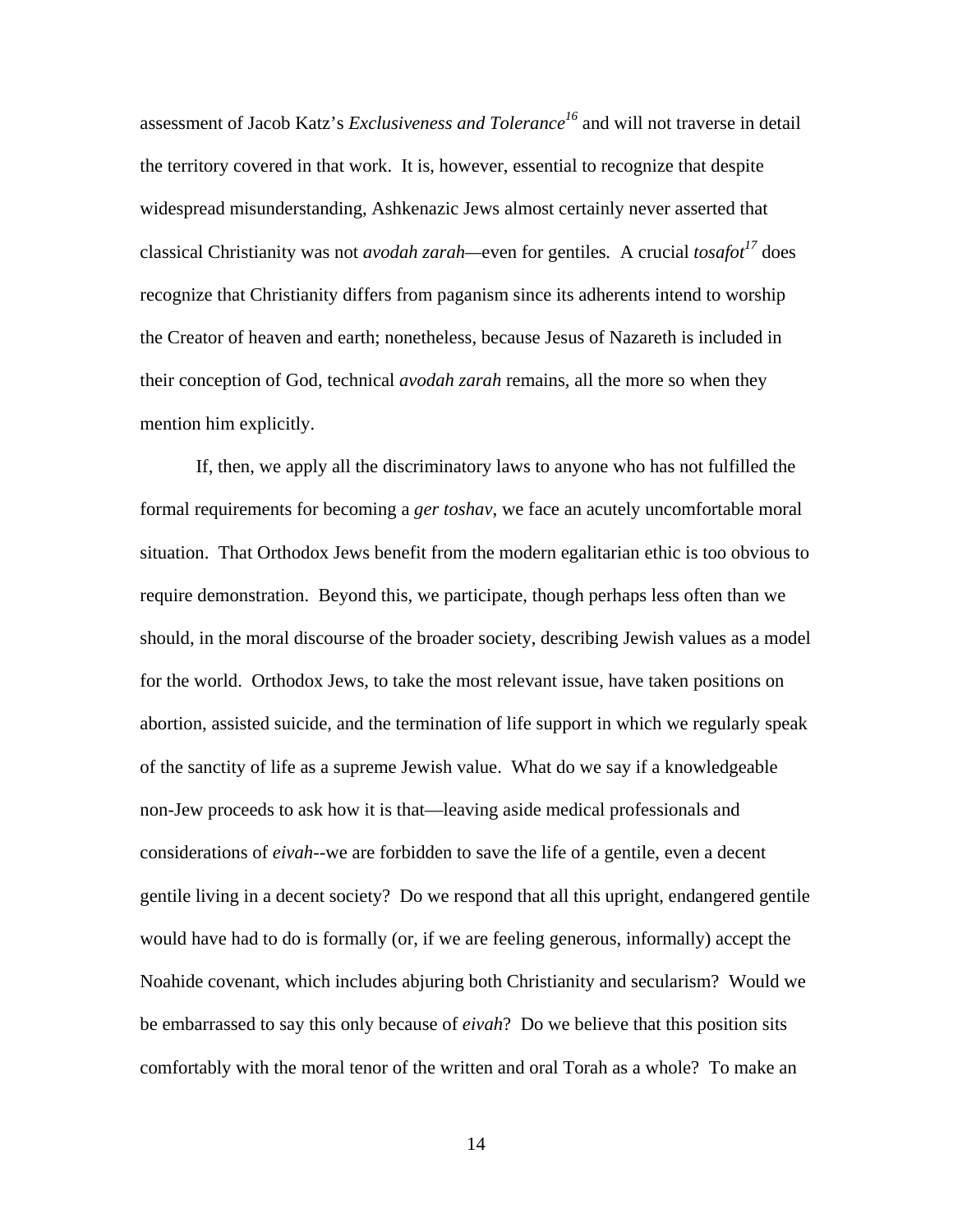assessment of Jacob Katz's *Exclusiveness and Tolerance*[16] and will not traverse in detail the territory covered in that work. It is, however, essential to recognize that despite widespread misunderstanding, Ashkenazic Jews almost certainly never asserted that classical Christianity was not *avodah zarah*—even for gentiles. A crucial *tosafot*[17] does recognize that Christianity differs from paganism since its adherents intend to worship the Creator of heaven and earth; nonetheless, because Jesus of Nazareth is included in their conception of God, technical *avodah zarah* remains, all the more so when they mention him explicitly.

If, then, we apply all the discriminatory laws to anyone who has not fulfilled the formal requirements for becoming a *ger toshav*, we face an acutely uncomfortable moral situation. That Orthodox Jews benefit from the modern egalitarian ethic is too obvious to require demonstration. Beyond this, we participate, though perhaps less often than we should, in the moral discourse of the broader society, describing Jewish values as a model for the world. Orthodox Jews, to take the most relevant issue, have taken positions on abortion, assisted suicide, and the termination of life support in which we regularly speak of the sanctity of life as a supreme Jewish value. What do we say if a knowledgeable non-Jew proceeds to ask how it is that—leaving aside medical professionals and considerations of *eivah*--we are forbidden to save the life of a gentile, even a decent gentile living in a decent society? Do we respond that all this upright, endangered gentile would have had to do is formally (or, if we are feeling generous, informally) accept the Noahide covenant, which includes abjuring both Christianity and secularism? Would we be embarrassed to say this only because of *eivah*? Do we believe that this position sits comfortably with the moral tenor of the written and oral Torah as a whole? To make an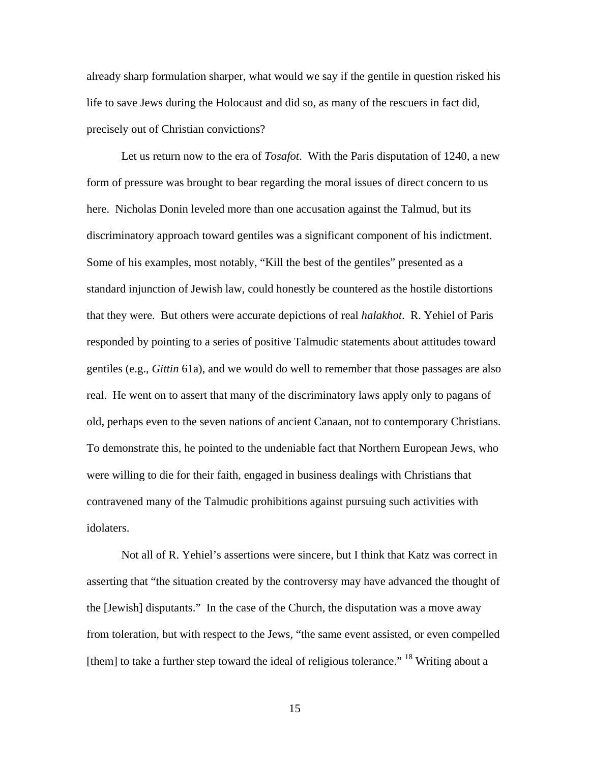already sharp formulation sharper, what would we say if the gentile in question risked his life to save Jews during the Holocaust and did so, as many of the rescuers in fact did, precisely out of Christian convictions?

Let us return now to the era of *Tosafot*. With the Paris disputation of 1240, a new form of pressure was brought to bear regarding the moral issues of direct concern to us here. Nicholas Donin leveled more than one accusation against the Talmud, but its discriminatory approach toward gentiles was a significant component of his indictment. Some of his examples, most notably, "Kill the best of the gentiles" presented as a standard injunction of Jewish law, could honestly be countered as the hostile distortions that they were. But others were accurate depictions of real *halakhot*. R. Yehiel of Paris responded by pointing to a series of positive Talmudic statements about attitudes toward gentiles (e.g., *Gittin* 61a), and we would do well to remember that those passages are also real. He went on to assert that many of the discriminatory laws apply only to pagans of old, perhaps even to the seven nations of ancient Canaan, not to contemporary Christians. To demonstrate this, he pointed to the undeniable fact that Northern European Jews, who were willing to die for their faith, engaged in business dealings with Christians that contravened many of the Talmudic prohibitions against pursuing such activities with idolaters.

Not all of R. Yehiel's assertions were sincere, but I think that Katz was correct in asserting that "the situation created by the controversy may have advanced the thought of the [Jewish] disputants." In the case of the Church, the disputation was a move away from toleration, but with respect to the Jews, "the same event assisted, or even compelled [them] to take a further step toward the ideal of religious tolerance." [18] Writing about a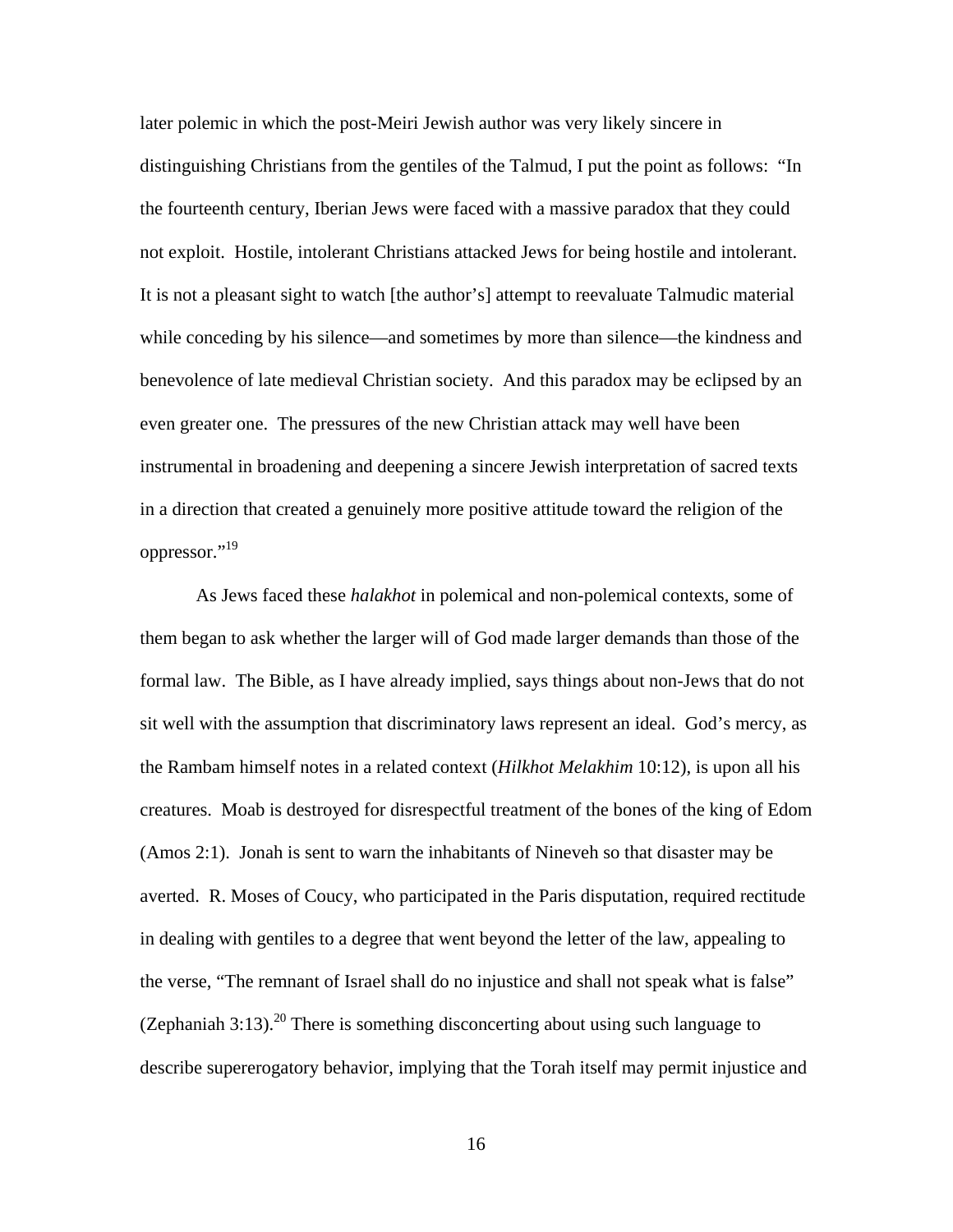later polemic in which the post-Meiri Jewish author was very likely sincere in distinguishing Christians from the gentiles of the Talmud, I put the point as follows: "In the fourteenth century, Iberian Jews were faced with a massive paradox that they could not exploit. Hostile, intolerant Christians attacked Jews for being hostile and intolerant. It is not a pleasant sight to watch [the author's] attempt to reevaluate Talmudic material while conceding by his silence—and sometimes by more than silence—the kindness and benevolence of late medieval Christian society. And this paradox may be eclipsed by an even greater one. The pressures of the new Christian attack may well have been instrumental in broadening and deepening a sincere Jewish interpretation of sacred texts in a direction that created a genuinely more positive attitude toward the religion of the oppressor."[19]

As Jews faced these *halakhot* in polemical and non-polemical contexts, some of them began to ask whether the larger will of God made larger demands than those of the formal law. The Bible, as I have already implied, says things about non-Jews that do not sit well with the assumption that discriminatory laws represent an ideal. God's mercy, as the Rambam himself notes in a related context (*Hilkhot Melakhim* 10:12), is upon all his creatures. Moab is destroyed for disrespectful treatment of the bones of the king of Edom (Amos 2:1). Jonah is sent to warn the inhabitants of Nineveh so that disaster may be averted. R. Moses of Coucy, who participated in the Paris disputation, required rectitude in dealing with gentiles to a degree that went beyond the letter of the law, appealing to the verse, "The remnant of Israel shall do no injustice and shall not speak what is false" (Zephaniah 3:13).[20] There is something disconcerting about using such language to describe supererogatory behavior, implying that the Torah itself may permit injustice and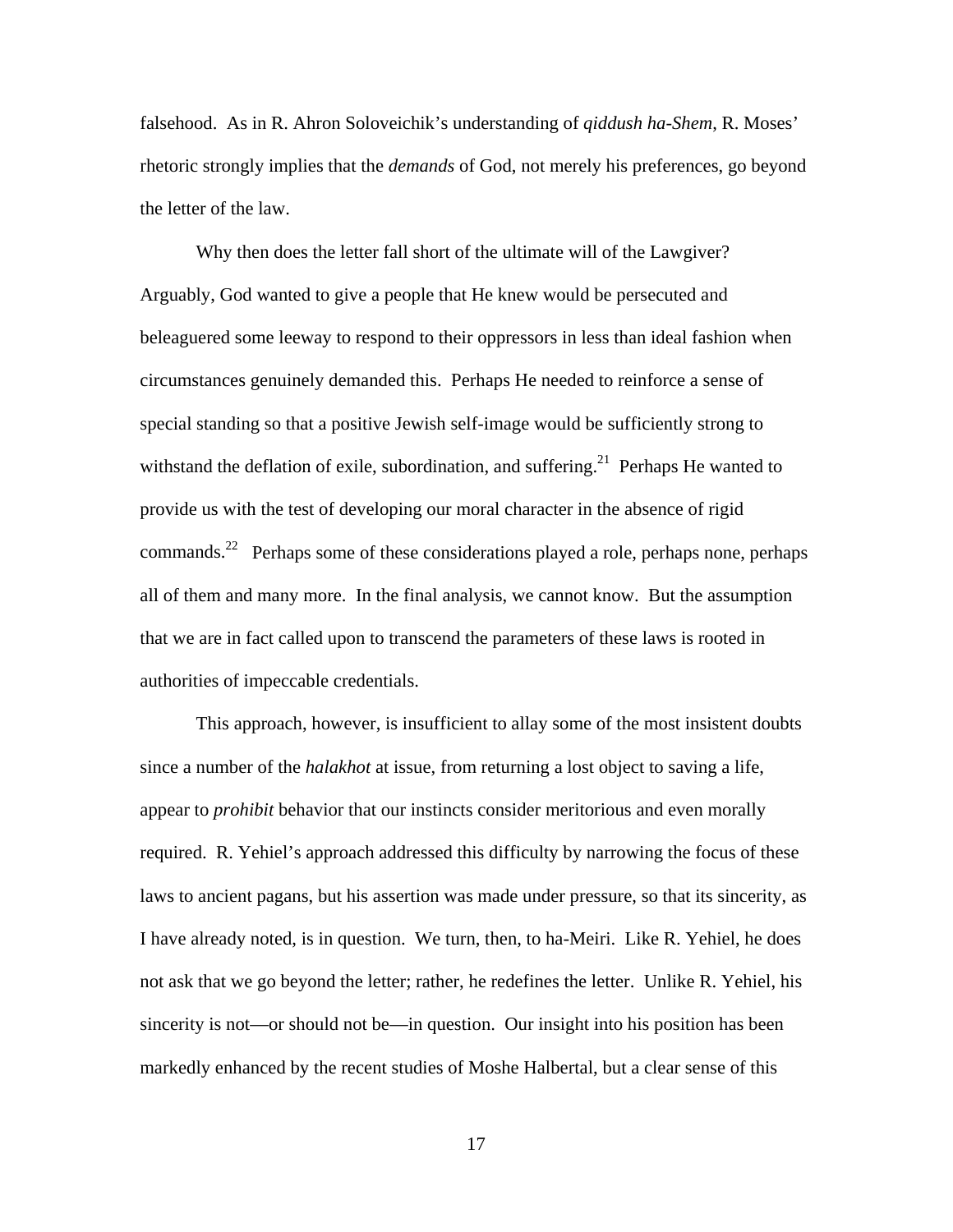falsehood. As in R. Ahron Soloveichik's understanding of *qiddush ha-Shem*, R. Moses' rhetoric strongly implies that the *demands* of God, not merely his preferences, go beyond the letter of the law.

Why then does the letter fall short of the ultimate will of the Lawgiver? Arguably, God wanted to give a people that He knew would be persecuted and beleaguered some leeway to respond to their oppressors in less than ideal fashion when circumstances genuinely demanded this. Perhaps He needed to reinforce a sense of special standing so that a positive Jewish self-image would be sufficiently strong to withstand the deflation of exile, subordination, and suffering.[21] Perhaps He wanted to provide us with the test of developing our moral character in the absence of rigid commands.[22] Perhaps some of these considerations played a role, perhaps none, perhaps all of them and many more. In the final analysis, we cannot know. But the assumption that we are in fact called upon to transcend the parameters of these laws is rooted in authorities of impeccable credentials.

This approach, however, is insufficient to allay some of the most insistent doubts since a number of the *halakhot* at issue, from returning a lost object to saving a life, appear to *prohibit* behavior that our instincts consider meritorious and even morally required. R. Yehiel's approach addressed this difficulty by narrowing the focus of these laws to ancient pagans, but his assertion was made under pressure, so that its sincerity, as I have already noted, is in question. We turn, then, to ha-Meiri. Like R. Yehiel, he does not ask that we go beyond the letter; rather, he redefines the letter. Unlike R. Yehiel, his sincerity is not—or should not be—in question. Our insight into his position has been markedly enhanced by the recent studies of Moshe Halbertal, but a clear sense of this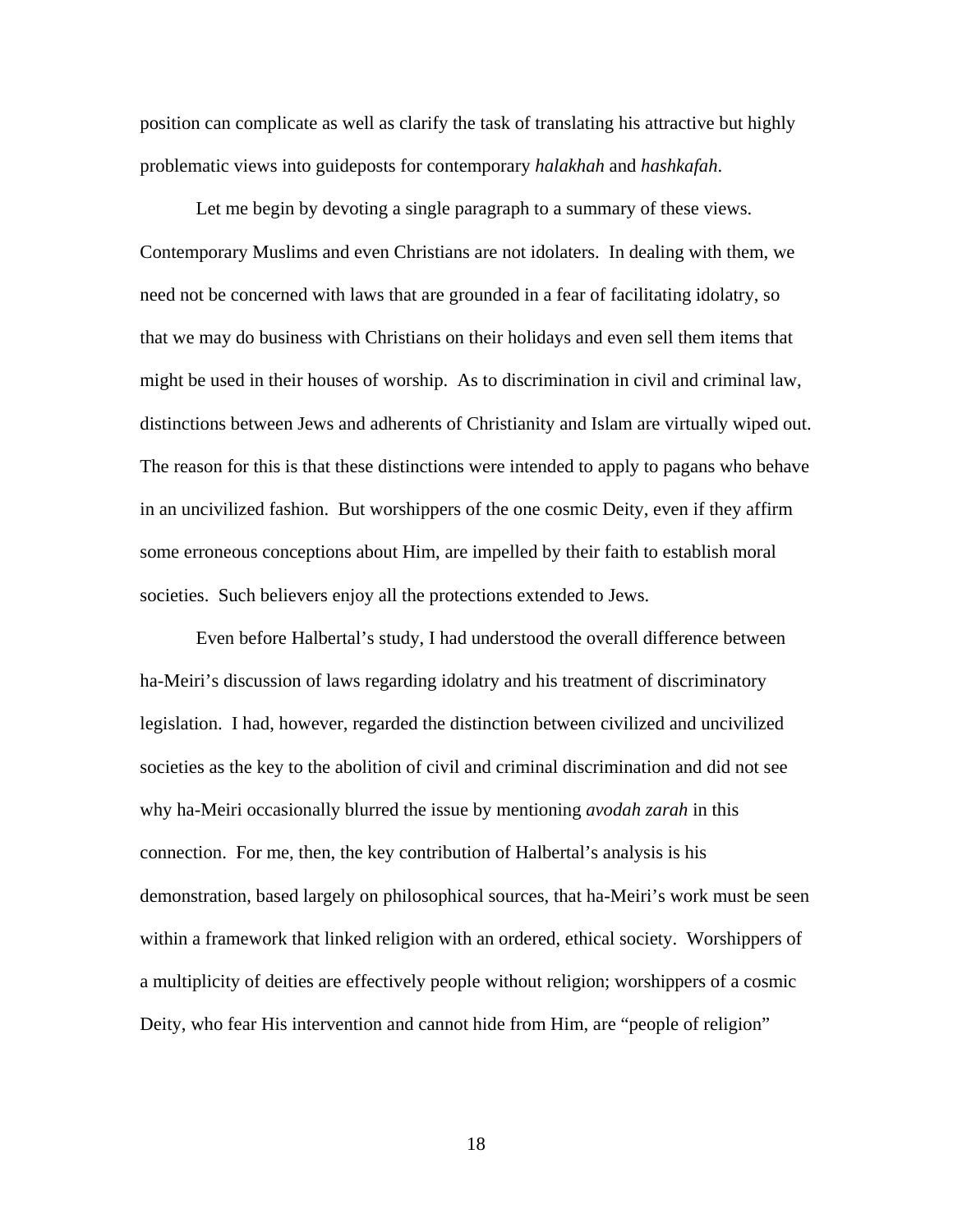position can complicate as well as clarify the task of translating his attractive but highly problematic views into guideposts for contemporary *halakhah* and *hashkafah*.

Let me begin by devoting a single paragraph to a summary of these views. Contemporary Muslims and even Christians are not idolaters. In dealing with them, we need not be concerned with laws that are grounded in a fear of facilitating idolatry, so that we may do business with Christians on their holidays and even sell them items that might be used in their houses of worship. As to discrimination in civil and criminal law, distinctions between Jews and adherents of Christianity and Islam are virtually wiped out. The reason for this is that these distinctions were intended to apply to pagans who behave in an uncivilized fashion. But worshippers of the one cosmic Deity, even if they affirm some erroneous conceptions about Him, are impelled by their faith to establish moral societies. Such believers enjoy all the protections extended to Jews.

Even before Halbertal's study, I had understood the overall difference between ha-Meiri's discussion of laws regarding idolatry and his treatment of discriminatory legislation. I had, however, regarded the distinction between civilized and uncivilized societies as the key to the abolition of civil and criminal discrimination and did not see why ha-Meiri occasionally blurred the issue by mentioning *avodah zarah* in this connection. For me, then, the key contribution of Halbertal's analysis is his demonstration, based largely on philosophical sources, that ha-Meiri's work must be seen within a framework that linked religion with an ordered, ethical society. Worshippers of a multiplicity of deities are effectively people without religion; worshippers of a cosmic Deity, who fear His intervention and cannot hide from Him, are "people of religion"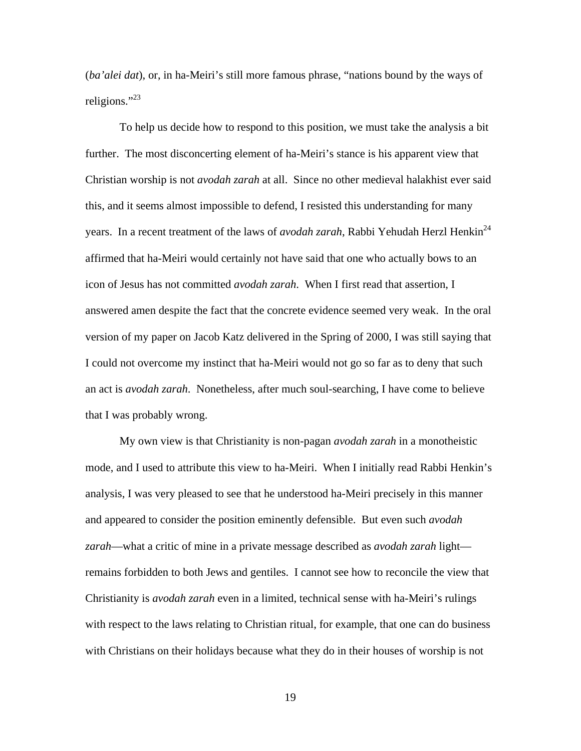(*ba'alei dat*), or, in ha-Meiri's still more famous phrase, "nations bound by the ways of religions."[23]

To help us decide how to respond to this position, we must take the analysis a bit further. The most disconcerting element of ha-Meiri's stance is his apparent view that Christian worship is not *avodah zarah* at all. Since no other medieval halakhist ever said this, and it seems almost impossible to defend, I resisted this understanding for many years. In a recent treatment of the laws of *avodah zarah*, Rabbi Yehudah Herzl Henkin[24] affirmed that ha-Meiri would certainly not have said that one who actually bows to an icon of Jesus has not committed *avodah zarah*. When I first read that assertion, I answered amen despite the fact that the concrete evidence seemed very weak. In the oral version of my paper on Jacob Katz delivered in the Spring of 2000, I was still saying that I could not overcome my instinct that ha-Meiri would not go so far as to deny that such an act is *avodah zarah*. Nonetheless, after much soul-searching, I have come to believe that I was probably wrong.

My own view is that Christianity is non-pagan *avodah zarah* in a monotheistic mode, and I used to attribute this view to ha-Meiri. When I initially read Rabbi Henkin's analysis, I was very pleased to see that he understood ha-Meiri precisely in this manner and appeared to consider the position eminently defensible. But even such *avodah zarah*—what a critic of mine in a private message described as *avodah zarah* light—remains forbidden to both Jews and gentiles. I cannot see how to reconcile the view that Christianity is *avodah zarah* even in a limited, technical sense with ha-Meiri's rulings with respect to the laws relating to Christian ritual, for example, that one can do business with Christians on their holidays because what they do in their houses of worship is not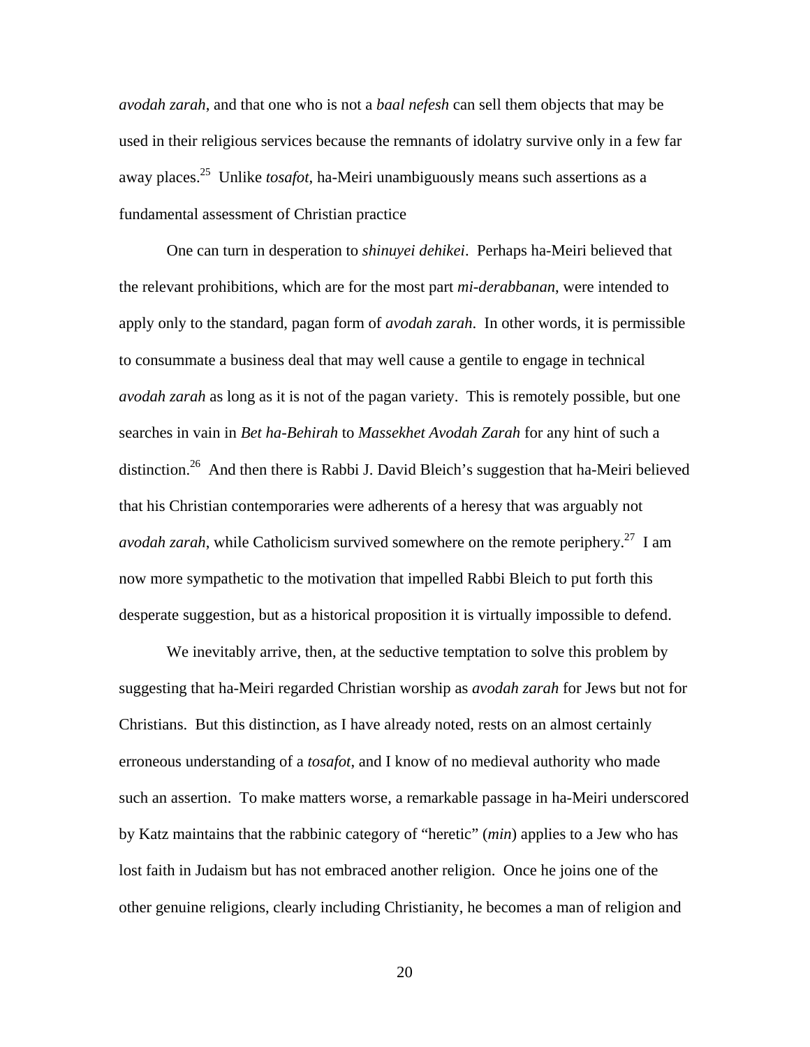*avodah zarah*, and that one who is not a *baal nefesh* can sell them objects that may be used in their religious services because the remnants of idolatry survive only in a few far away places.[25] Unlike *tosafot*, ha-Meiri unambiguously means such assertions as a fundamental assessment of Christian practice

One can turn in desperation to *shinuyei dehikei*. Perhaps ha-Meiri believed that the relevant prohibitions, which are for the most part *mi-derabbanan*, were intended to apply only to the standard, pagan form of *avodah zarah*. In other words, it is permissible to consummate a business deal that may well cause a gentile to engage in technical *avodah zarah* as long as it is not of the pagan variety. This is remotely possible, but one searches in vain in *Bet ha-Behirah* to *Massekhet Avodah Zarah* for any hint of such a distinction.[26] And then there is Rabbi J. David Bleich's suggestion that ha-Meiri believed that his Christian contemporaries were adherents of a heresy that was arguably not *avodah zarah*, while Catholicism survived somewhere on the remote periphery.[27] I am now more sympathetic to the motivation that impelled Rabbi Bleich to put forth this desperate suggestion, but as a historical proposition it is virtually impossible to defend.

We inevitably arrive, then, at the seductive temptation to solve this problem by suggesting that ha-Meiri regarded Christian worship as *avodah zarah* for Jews but not for Christians. But this distinction, as I have already noted, rests on an almost certainly erroneous understanding of a *tosafot*, and I know of no medieval authority who made such an assertion. To make matters worse, a remarkable passage in ha-Meiri underscored by Katz maintains that the rabbinic category of "heretic" (*min*) applies to a Jew who has lost faith in Judaism but has not embraced another religion. Once he joins one of the other genuine religions, clearly including Christianity, he becomes a man of religion and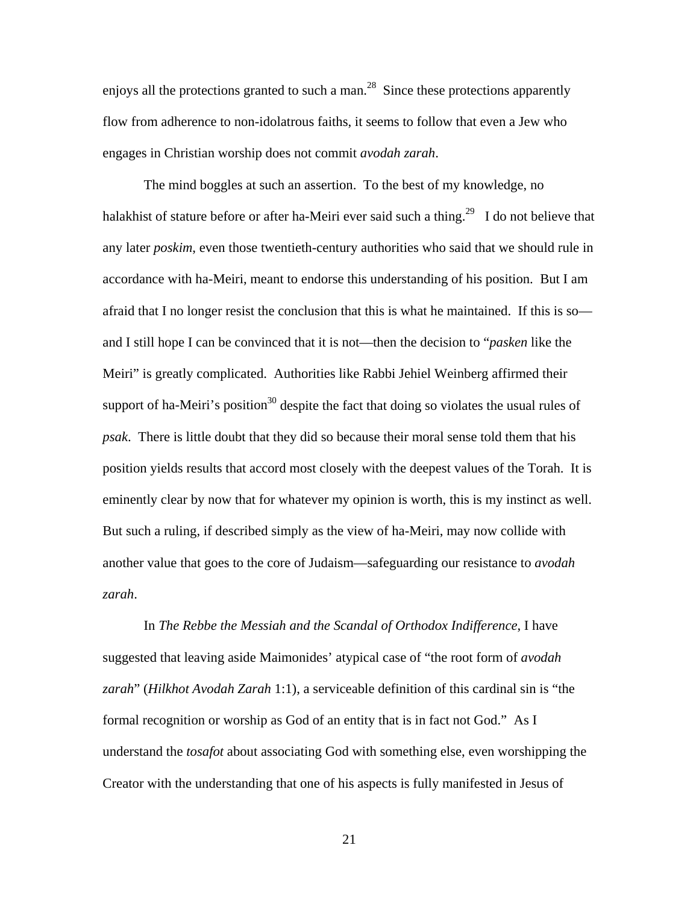enjoys all the protections granted to such a man.[28] Since these protections apparently flow from adherence to non-idolatrous faiths, it seems to follow that even a Jew who engages in Christian worship does not commit *avodah zarah*.

The mind boggles at such an assertion. To the best of my knowledge, no halakhist of stature before or after ha-Meiri ever said such a thing.[29] I do not believe that any later *poskim*, even those twentieth-century authorities who said that we should rule in accordance with ha-Meiri, meant to endorse this understanding of his position. But I am afraid that I no longer resist the conclusion that this is what he maintained. If this is so—and I still hope I can be convinced that it is not—then the decision to "*pasken* like the Meiri" is greatly complicated. Authorities like Rabbi Jehiel Weinberg affirmed their support of ha-Meiri's position[30] despite the fact that doing so violates the usual rules of *psak*. There is little doubt that they did so because their moral sense told them that his position yields results that accord most closely with the deepest values of the Torah. It is eminently clear by now that for whatever my opinion is worth, this is my instinct as well. But such a ruling, if described simply as the view of ha-Meiri, may now collide with another value that goes to the core of Judaism—safeguarding our resistance to *avodah zarah*.

In *The Rebbe the Messiah and the Scandal of Orthodox Indifference*, I have suggested that leaving aside Maimonides' atypical case of "the root form of *avodah zarah*" (*Hilkhot Avodah Zarah* 1:1), a serviceable definition of this cardinal sin is "the formal recognition or worship as God of an entity that is in fact not God." As I understand the *tosafot* about associating God with something else, even worshipping the Creator with the understanding that one of his aspects is fully manifested in Jesus of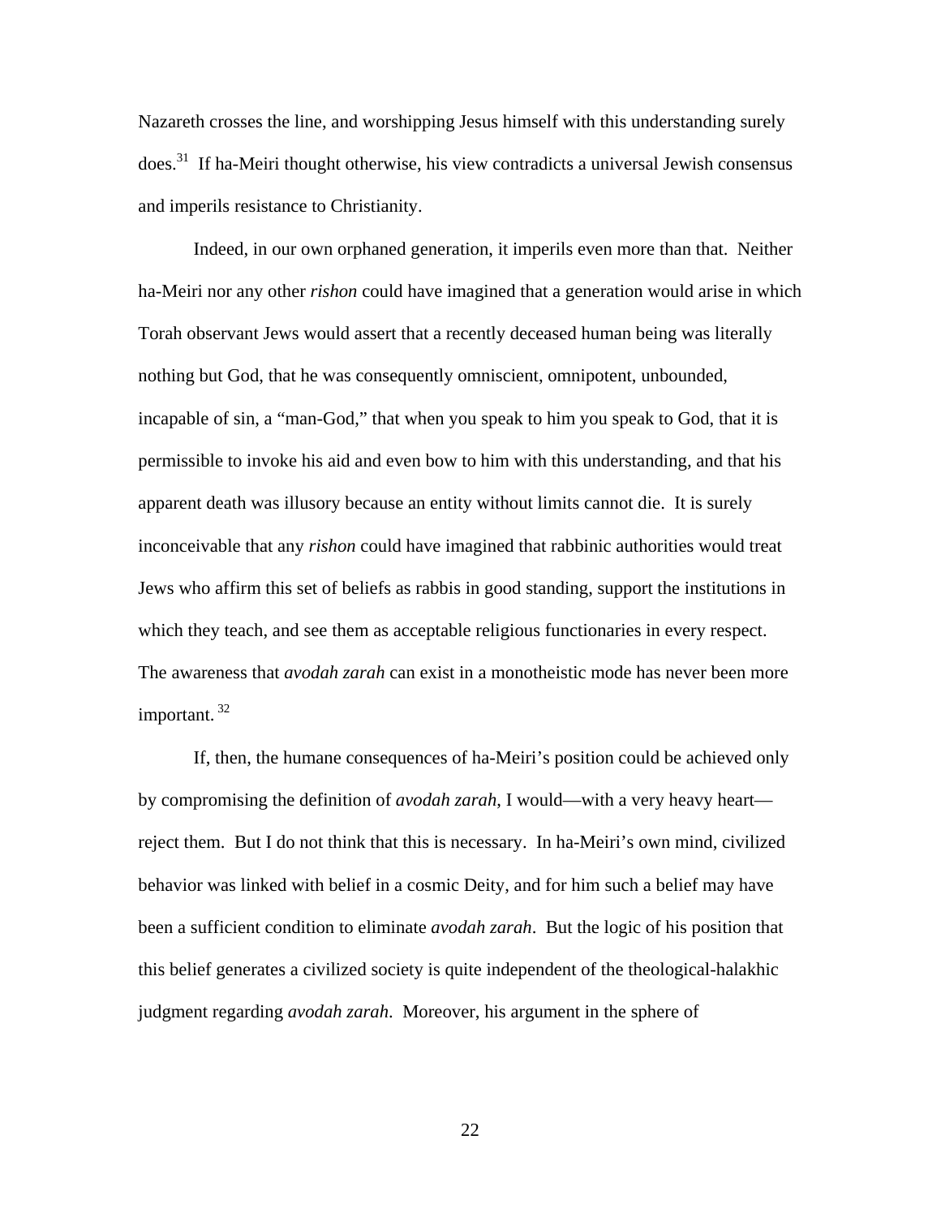Nazareth crosses the line, and worshipping Jesus himself with this understanding surely does.[31] If ha-Meiri thought otherwise, his view contradicts a universal Jewish consensus and imperils resistance to Christianity.

Indeed, in our own orphaned generation, it imperils even more than that. Neither ha-Meiri nor any other *rishon* could have imagined that a generation would arise in which Torah observant Jews would assert that a recently deceased human being was literally nothing but God, that he was consequently omniscient, omnipotent, unbounded, incapable of sin, a "man-God," that when you speak to him you speak to God, that it is permissible to invoke his aid and even bow to him with this understanding, and that his apparent death was illusory because an entity without limits cannot die. It is surely inconceivable that any *rishon* could have imagined that rabbinic authorities would treat Jews who affirm this set of beliefs as rabbis in good standing, support the institutions in which they teach, and see them as acceptable religious functionaries in every respect. The awareness that *avodah zarah* can exist in a monotheistic mode has never been more important.[32]

If, then, the humane consequences of ha-Meiri's position could be achieved only by compromising the definition of *avodah zarah*, I would—with a very heavy heart—reject them. But I do not think that this is necessary. In ha-Meiri's own mind, civilized behavior was linked with belief in a cosmic Deity, and for him such a belief may have been a sufficient condition to eliminate *avodah zarah*. But the logic of his position that this belief generates a civilized society is quite independent of the theological-halakhic judgment regarding *avodah zarah*. Moreover, his argument in the sphere of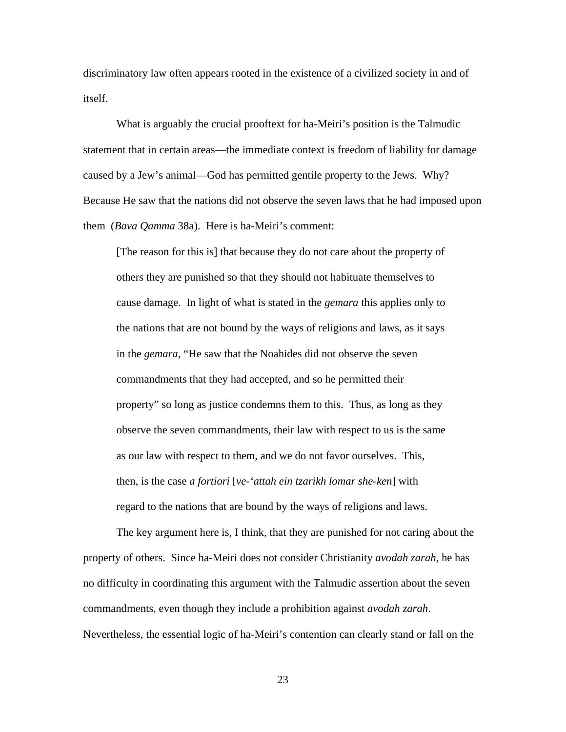discriminatory law often appears rooted in the existence of a civilized society in and of itself.

What is arguably the crucial prooftext for ha-Meiri's position is the Talmudic statement that in certain areas—the immediate context is freedom of liability for damage caused by a Jew's animal—God has permitted gentile property to the Jews. Why? Because He saw that the nations did not observe the seven laws that he had imposed upon them (*Bava Qamma* 38a). Here is ha-Meiri's comment:

> [The reason for this is] that because they do not care about the property of others they are punished so that they should not habituate themselves to cause damage. In light of what is stated in the *gemara* this applies only to the nations that are not bound by the ways of religions and laws, as it says in the *gemara*, "He saw that the Noahides did not observe the seven commandments that they had accepted, and so he permitted their property" so long as justice condemns them to this. Thus, as long as they observe the seven commandments, their law with respect to us is the same as our law with respect to them, and we do not favor ourselves. This, then, is the case *a fortiori* [*ve-'attah ein tzarikh lomar she-ken*] with regard to the nations that are bound by the ways of religions and laws.

The key argument here is, I think, that they are punished for not caring about the property of others. Since ha-Meiri does not consider Christianity *avodah zarah*, he has no difficulty in coordinating this argument with the Talmudic assertion about the seven commandments, even though they include a prohibition against *avodah zarah*. Nevertheless, the essential logic of ha-Meiri's contention can clearly stand or fall on the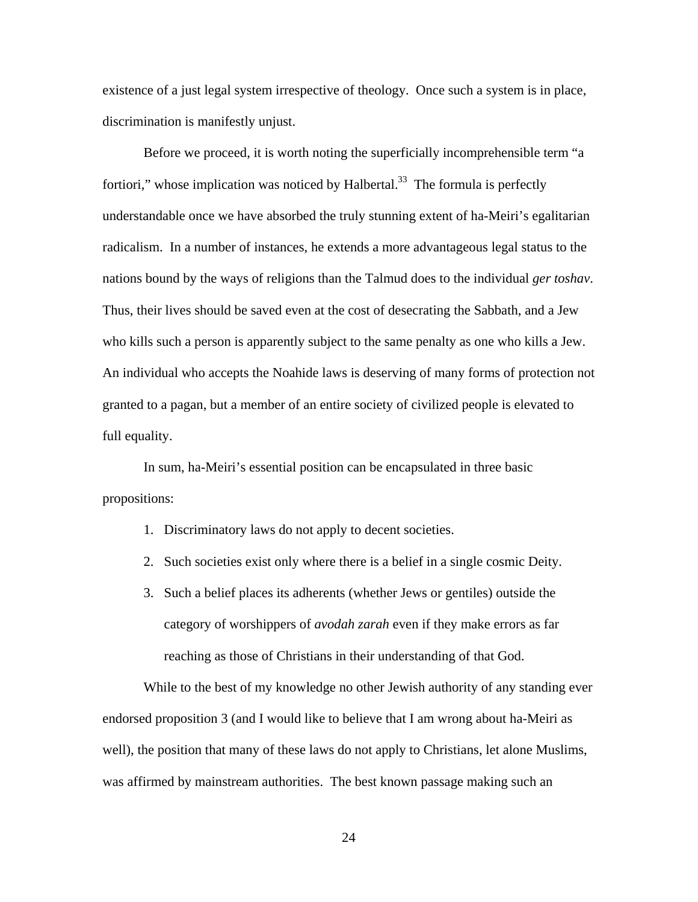existence of a just legal system irrespective of theology. Once such a system is in place, discrimination is manifestly unjust.

Before we proceed, it is worth noting the superficially incomprehensible term "a fortiori," whose implication was noticed by Halbertal.[33] The formula is perfectly understandable once we have absorbed the truly stunning extent of ha-Meiri's egalitarian radicalism. In a number of instances, he extends a more advantageous legal status to the nations bound by the ways of religions than the Talmud does to the individual *ger toshav*. Thus, their lives should be saved even at the cost of desecrating the Sabbath, and a Jew who kills such a person is apparently subject to the same penalty as one who kills a Jew. An individual who accepts the Noahide laws is deserving of many forms of protection not granted to a pagan, but a member of an entire society of civilized people is elevated to full equality.

In sum, ha-Meiri's essential position can be encapsulated in three basic propositions:

1. Discriminatory laws do not apply to decent societies.
2. Such societies exist only where there is a belief in a single cosmic Deity.
3. Such a belief places its adherents (whether Jews or gentiles) outside the category of worshippers of *avodah zarah* even if they make errors as far reaching as those of Christians in their understanding of that God.

While to the best of my knowledge no other Jewish authority of any standing ever endorsed proposition 3 (and I would like to believe that I am wrong about ha-Meiri as well), the position that many of these laws do not apply to Christians, let alone Muslims, was affirmed by mainstream authorities. The best known passage making such an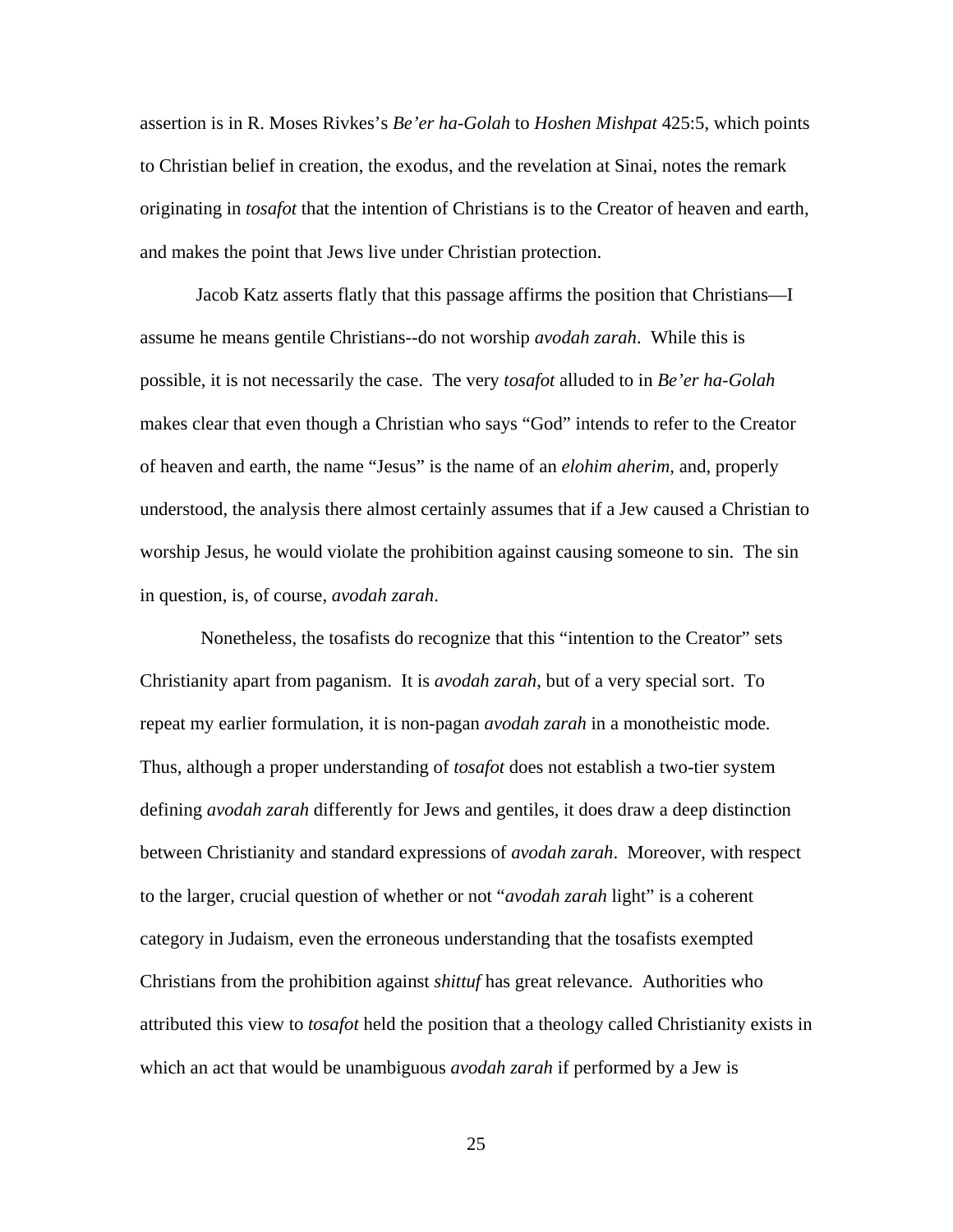assertion is in R. Moses Rivkes's *Be'er ha-Golah* to *Hoshen Mishpat* 425:5, which points to Christian belief in creation, the exodus, and the revelation at Sinai, notes the remark originating in *tosafot* that the intention of Christians is to the Creator of heaven and earth, and makes the point that Jews live under Christian protection.

Jacob Katz asserts flatly that this passage affirms the position that Christians—I assume he means gentile Christians--do not worship *avodah zarah*. While this is possible, it is not necessarily the case. The very *tosafot* alluded to in *Be'er ha-Golah* makes clear that even though a Christian who says "God" intends to refer to the Creator of heaven and earth, the name "Jesus" is the name of an *elohim aherim*, and, properly understood, the analysis there almost certainly assumes that if a Jew caused a Christian to worship Jesus, he would violate the prohibition against causing someone to sin. The sin in question, is, of course, *avodah zarah*.

Nonetheless, the tosafists do recognize that this "intention to the Creator" sets Christianity apart from paganism. It is *avodah zarah*, but of a very special sort. To repeat my earlier formulation, it is non-pagan *avodah zarah* in a monotheistic mode. Thus, although a proper understanding of *tosafot* does not establish a two-tier system defining *avodah zarah* differently for Jews and gentiles, it does draw a deep distinction between Christianity and standard expressions of *avodah zarah*. Moreover, with respect to the larger, crucial question of whether or not "*avodah zarah* light" is a coherent category in Judaism, even the erroneous understanding that the tosafists exempted Christians from the prohibition against *shittuf* has great relevance. Authorities who attributed this view to *tosafot* held the position that a theology called Christianity exists in which an act that would be unambiguous *avodah zarah* if performed by a Jew is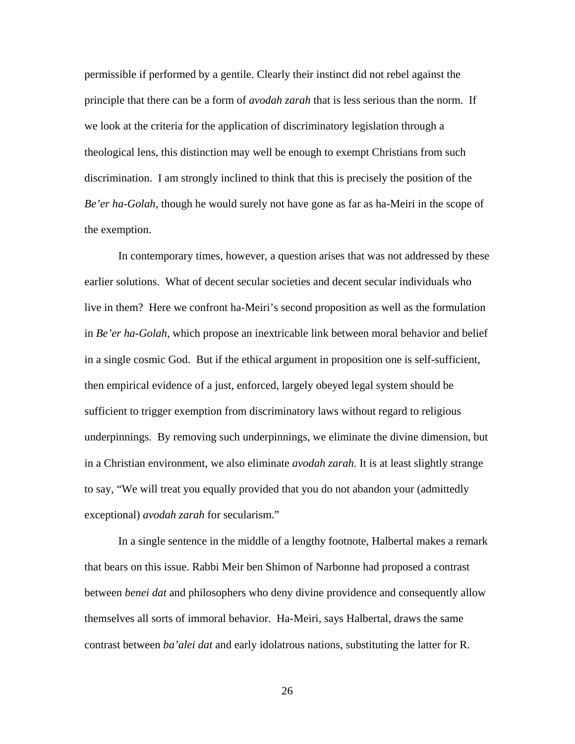permissible if performed by a gentile. Clearly their instinct did not rebel against the principle that there can be a form of *avodah zarah* that is less serious than the norm. If we look at the criteria for the application of discriminatory legislation through a theological lens, this distinction may well be enough to exempt Christians from such discrimination. I am strongly inclined to think that this is precisely the position of the *Be'er ha-Golah*, though he would surely not have gone as far as ha-Meiri in the scope of the exemption.

In contemporary times, however, a question arises that was not addressed by these earlier solutions. What of decent secular societies and decent secular individuals who live in them? Here we confront ha-Meiri's second proposition as well as the formulation in *Be'er ha-Golah*, which propose an inextricable link between moral behavior and belief in a single cosmic God. But if the ethical argument in proposition one is self-sufficient, then empirical evidence of a just, enforced, largely obeyed legal system should be sufficient to trigger exemption from discriminatory laws without regard to religious underpinnings. By removing such underpinnings, we eliminate the divine dimension, but in a Christian environment, we also eliminate *avodah zarah*. It is at least slightly strange to say, "We will treat you equally provided that you do not abandon your (admittedly exceptional) *avodah zarah* for secularism."

In a single sentence in the middle of a lengthy footnote, Halbertal makes a remark that bears on this issue. Rabbi Meir ben Shimon of Narbonne had proposed a contrast between *benei dat* and philosophers who deny divine providence and consequently allow themselves all sorts of immoral behavior. Ha-Meiri, says Halbertal, draws the same contrast between *ba'alei dat* and early idolatrous nations, substituting the latter for R.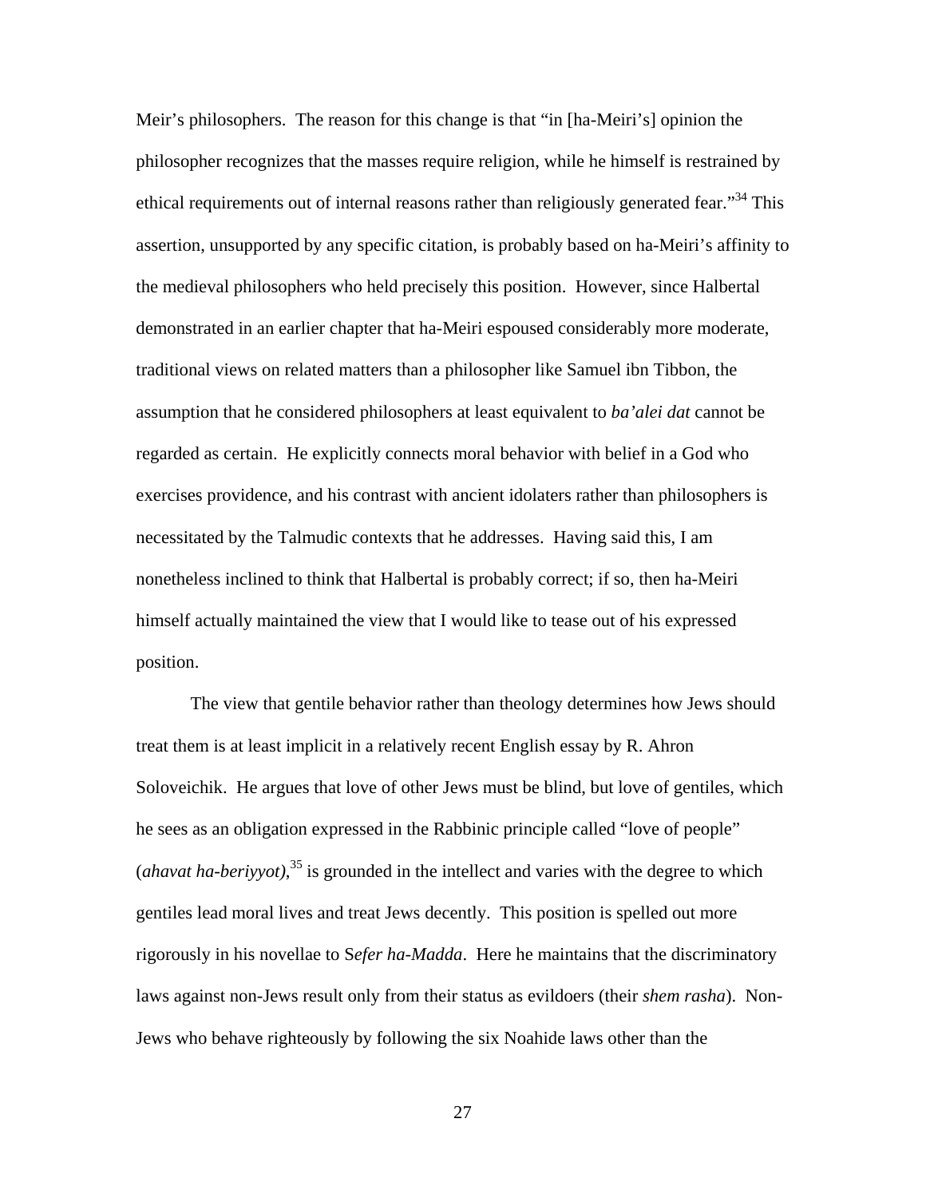Meir's philosophers. The reason for this change is that "in [ha-Meiri's] opinion the philosopher recognizes that the masses require religion, while he himself is restrained by ethical requirements out of internal reasons rather than religiously generated fear."[34] This assertion, unsupported by any specific citation, is probably based on ha-Meiri's affinity to the medieval philosophers who held precisely this position. However, since Halbertal demonstrated in an earlier chapter that ha-Meiri espoused considerably more moderate, traditional views on related matters than a philosopher like Samuel ibn Tibbon, the assumption that he considered philosophers at least equivalent to *ba'alei dat* cannot be regarded as certain. He explicitly connects moral behavior with belief in a God who exercises providence, and his contrast with ancient idolaters rather than philosophers is necessitated by the Talmudic contexts that he addresses. Having said this, I am nonetheless inclined to think that Halbertal is probably correct; if so, then ha-Meiri himself actually maintained the view that I would like to tease out of his expressed position.

The view that gentile behavior rather than theology determines how Jews should treat them is at least implicit in a relatively recent English essay by R. Ahron Soloveichik. He argues that love of other Jews must be blind, but love of gentiles, which he sees as an obligation expressed in the Rabbinic principle called "love of people" (*ahavat ha-beriyyot)*,[35] is grounded in the intellect and varies with the degree to which gentiles lead moral lives and treat Jews decently. This position is spelled out more rigorously in his novellae to S*efer ha-Madda*. Here he maintains that the discriminatory laws against non-Jews result only from their status as evildoers (their *shem rasha*). Non-Jews who behave righteously by following the six Noahide laws other than the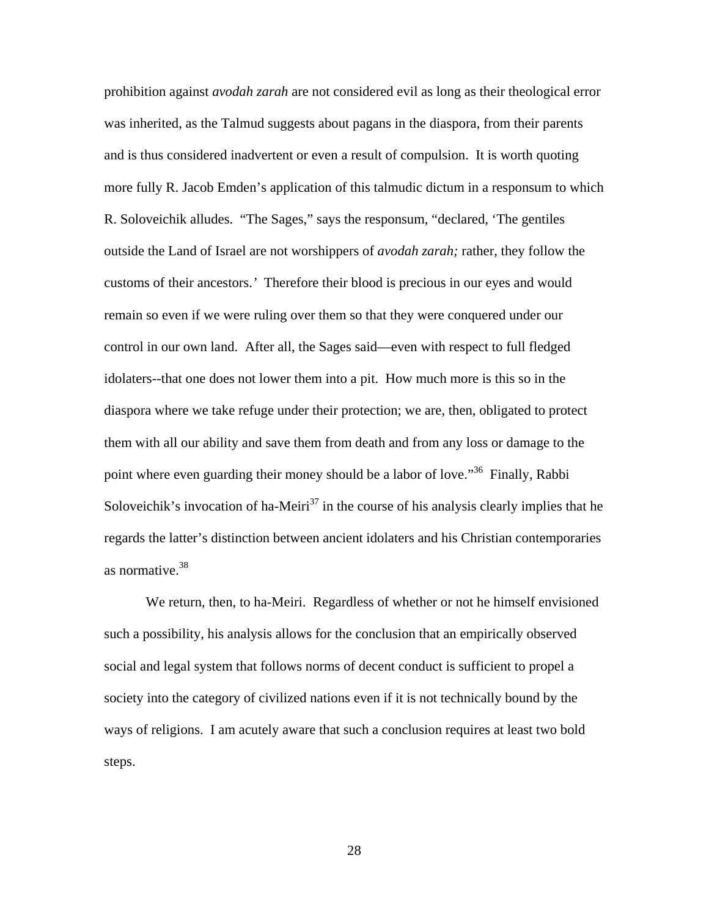prohibition against *avodah zarah* are not considered evil as long as their theological error was inherited, as the Talmud suggests about pagans in the diaspora, from their parents and is thus considered inadvertent or even a result of compulsion. It is worth quoting more fully R. Jacob Emden's application of this talmudic dictum in a responsum to which R. Soloveichik alludes. "The Sages," says the responsum, "declared, 'The gentiles outside the Land of Israel are not worshippers of *avodah zarah;* rather, they follow the customs of their ancestors.' Therefore their blood is precious in our eyes and would remain so even if we were ruling over them so that they were conquered under our control in our own land. After all, the Sages said—even with respect to full fledged idolaters--that one does not lower them into a pit. How much more is this so in the diaspora where we take refuge under their protection; we are, then, obligated to protect them with all our ability and save them from death and from any loss or damage to the point where even guarding their money should be a labor of love."[36] Finally, Rabbi Soloveichik's invocation of ha-Meiri[37] in the course of his analysis clearly implies that he regards the latter's distinction between ancient idolaters and his Christian contemporaries as normative.[38]

We return, then, to ha-Meiri. Regardless of whether or not he himself envisioned such a possibility, his analysis allows for the conclusion that an empirically observed social and legal system that follows norms of decent conduct is sufficient to propel a society into the category of civilized nations even if it is not technically bound by the ways of religions. I am acutely aware that such a conclusion requires at least two bold steps.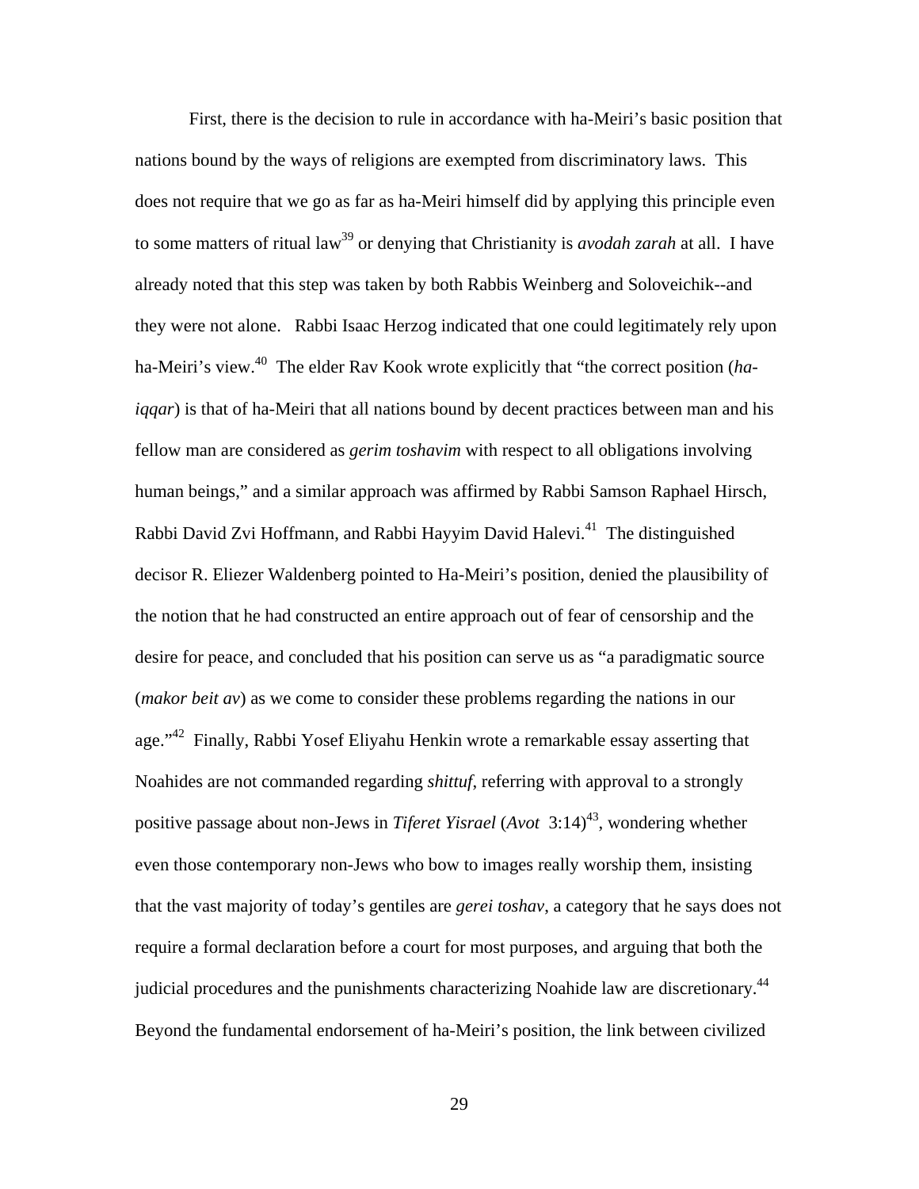First, there is the decision to rule in accordance with ha-Meiri's basic position that nations bound by the ways of religions are exempted from discriminatory laws. This does not require that we go as far as ha-Meiri himself did by applying this principle even to some matters of ritual law[39] or denying that Christianity is *avodah zarah* at all. I have already noted that this step was taken by both Rabbis Weinberg and Soloveichik--and they were not alone. Rabbi Isaac Herzog indicated that one could legitimately rely upon ha-Meiri's view.[40] The elder Rav Kook wrote explicitly that "the correct position (*ha-iqqar*) is that of ha-Meiri that all nations bound by decent practices between man and his fellow man are considered as *gerim toshavim* with respect to all obligations involving human beings," and a similar approach was affirmed by Rabbi Samson Raphael Hirsch, Rabbi David Zvi Hoffmann, and Rabbi Hayyim David Halevi.[41] The distinguished decisor R. Eliezer Waldenberg pointed to Ha-Meiri's position, denied the plausibility of the notion that he had constructed an entire approach out of fear of censorship and the desire for peace, and concluded that his position can serve us as "a paradigmatic source (*makor beit av*) as we come to consider these problems regarding the nations in our age."[42] Finally, Rabbi Yosef Eliyahu Henkin wrote a remarkable essay asserting that Noahides are not commanded regarding *shittuf*, referring with approval to a strongly positive passage about non-Jews in *Tiferet Yisrael* (*Avot* 3:14)[43], wondering whether even those contemporary non-Jews who bow to images really worship them, insisting that the vast majority of today's gentiles are *gerei toshav*, a category that he says does not require a formal declaration before a court for most purposes, and arguing that both the judicial procedures and the punishments characterizing Noahide law are discretionary.[44] Beyond the fundamental endorsement of ha-Meiri's position, the link between civilized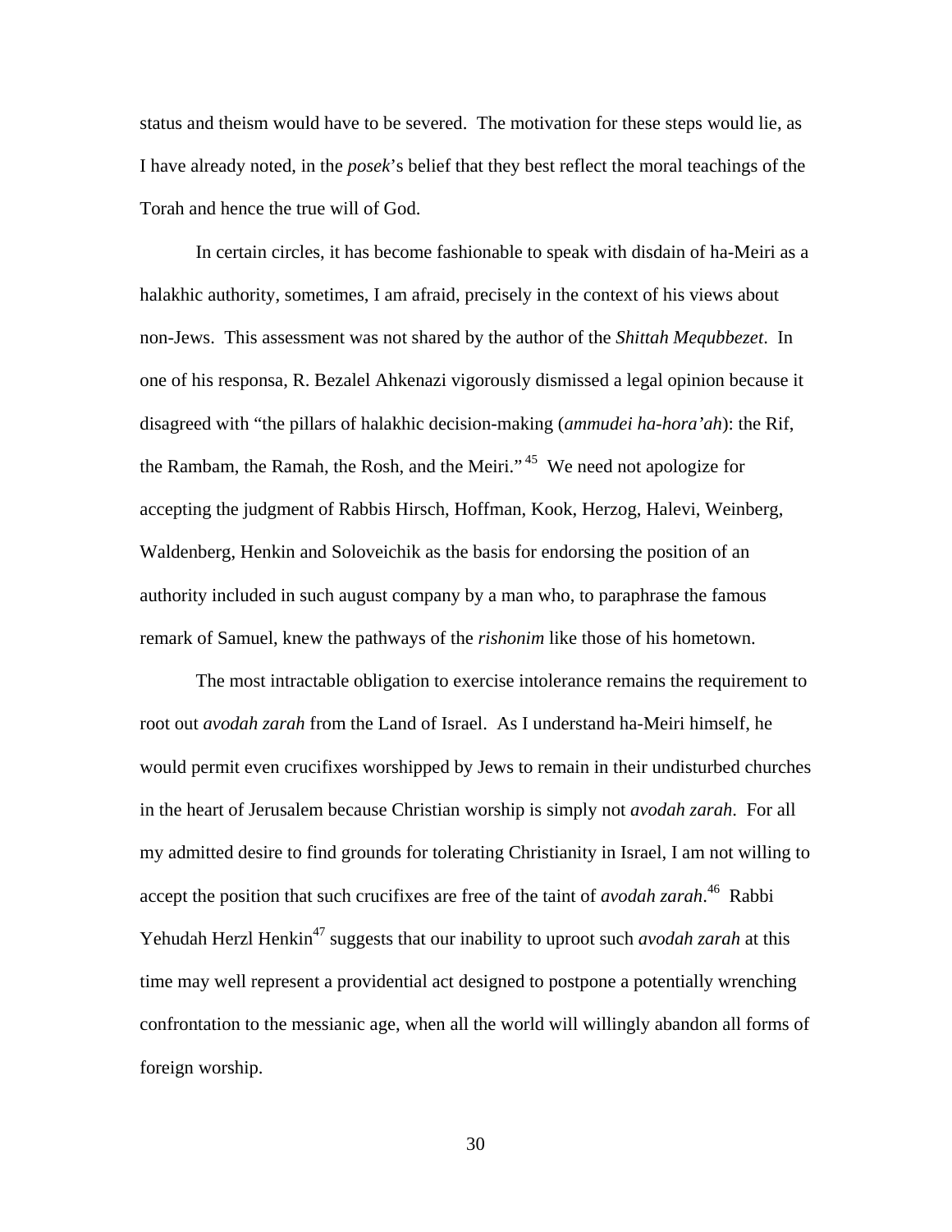status and theism would have to be severed. The motivation for these steps would lie, as I have already noted, in the *posek*'s belief that they best reflect the moral teachings of the Torah and hence the true will of God.

In certain circles, it has become fashionable to speak with disdain of ha-Meiri as a halakhic authority, sometimes, I am afraid, precisely in the context of his views about non-Jews. This assessment was not shared by the author of the *Shittah Mequbbezet*. In one of his responsa, R. Bezalel Ahkenazi vigorously dismissed a legal opinion because it disagreed with "the pillars of halakhic decision-making (*ammudei ha-hora'ah*): the Rif, the Rambam, the Ramah, the Rosh, and the Meiri." [45] We need not apologize for accepting the judgment of Rabbis Hirsch, Hoffman, Kook, Herzog, Halevi, Weinberg, Waldenberg, Henkin and Soloveichik as the basis for endorsing the position of an authority included in such august company by a man who, to paraphrase the famous remark of Samuel, knew the pathways of the *rishonim* like those of his hometown.

The most intractable obligation to exercise intolerance remains the requirement to root out *avodah zarah* from the Land of Israel. As I understand ha-Meiri himself, he would permit even crucifixes worshipped by Jews to remain in their undisturbed churches in the heart of Jerusalem because Christian worship is simply not *avodah zarah*. For all my admitted desire to find grounds for tolerating Christianity in Israel, I am not willing to accept the position that such crucifixes are free of the taint of *avodah zarah*.[46] Rabbi Yehudah Herzl Henkin[47] suggests that our inability to uproot such *avodah zarah* at this time may well represent a providential act designed to postpone a potentially wrenching confrontation to the messianic age, when all the world will willingly abandon all forms of foreign worship.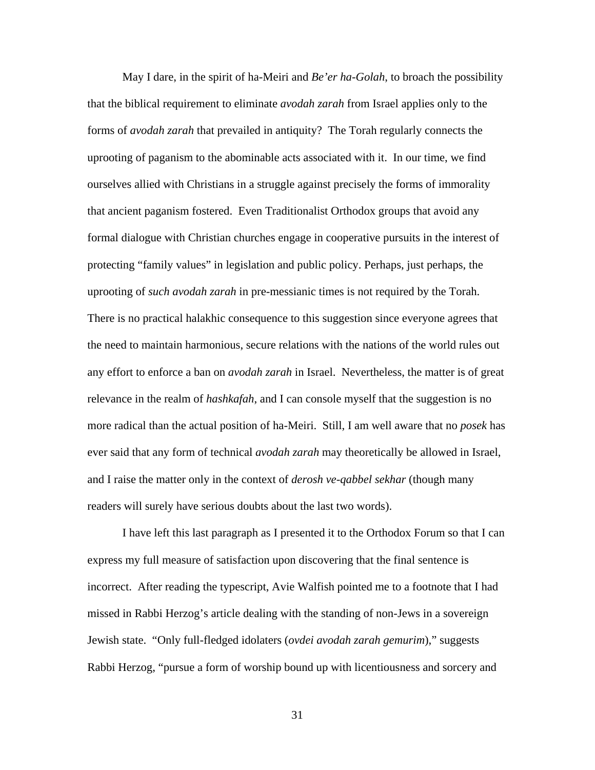May I dare, in the spirit of ha-Meiri and *Be'er ha-Golah*, to broach the possibility that the biblical requirement to eliminate *avodah zarah* from Israel applies only to the forms of *avodah zarah* that prevailed in antiquity? The Torah regularly connects the uprooting of paganism to the abominable acts associated with it. In our time, we find ourselves allied with Christians in a struggle against precisely the forms of immorality that ancient paganism fostered. Even Traditionalist Orthodox groups that avoid any formal dialogue with Christian churches engage in cooperative pursuits in the interest of protecting "family values" in legislation and public policy. Perhaps, just perhaps, the uprooting of *such avodah zarah* in pre-messianic times is not required by the Torah. There is no practical halakhic consequence to this suggestion since everyone agrees that the need to maintain harmonious, secure relations with the nations of the world rules out any effort to enforce a ban on *avodah zarah* in Israel. Nevertheless, the matter is of great relevance in the realm of *hashkafah*, and I can console myself that the suggestion is no more radical than the actual position of ha-Meiri. Still, I am well aware that no *posek* has ever said that any form of technical *avodah zarah* may theoretically be allowed in Israel, and I raise the matter only in the context of *derosh ve-qabbel sekhar* (though many readers will surely have serious doubts about the last two words).

I have left this last paragraph as I presented it to the Orthodox Forum so that I can express my full measure of satisfaction upon discovering that the final sentence is incorrect. After reading the typescript, Avie Walfish pointed me to a footnote that I had missed in Rabbi Herzog's article dealing with the standing of non-Jews in a sovereign Jewish state. "Only full-fledged idolaters (*ovdei avodah zarah gemurim*)," suggests Rabbi Herzog, "pursue a form of worship bound up with licentiousness and sorcery and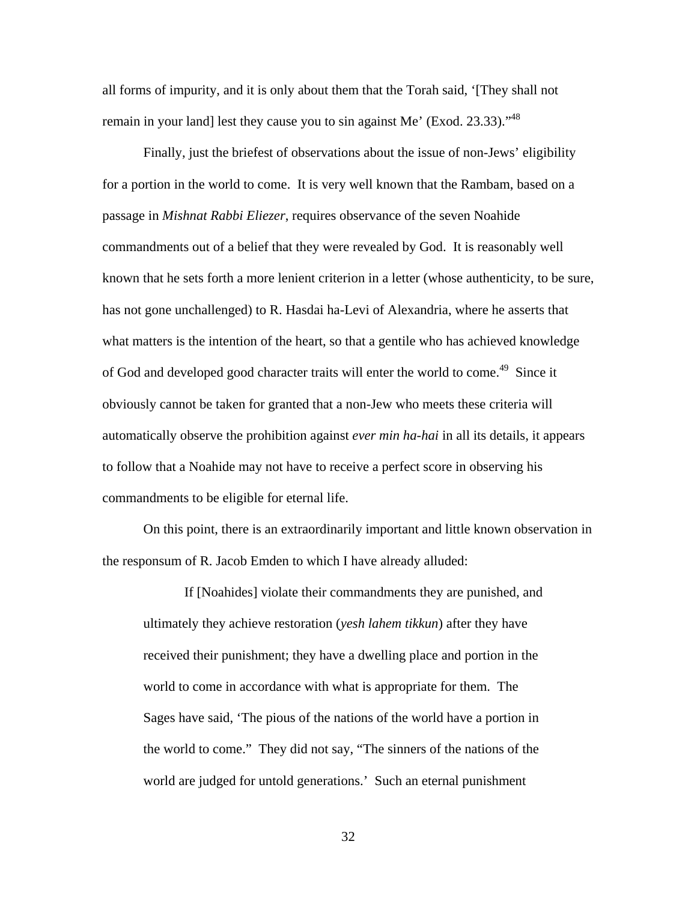all forms of impurity, and it is only about them that the Torah said, '[They shall not remain in your land] lest they cause you to sin against Me' (Exod. 23.33)."[48]

Finally, just the briefest of observations about the issue of non-Jews' eligibility for a portion in the world to come. It is very well known that the Rambam, based on a passage in *Mishnat Rabbi Eliezer*, requires observance of the seven Noahide commandments out of a belief that they were revealed by God. It is reasonably well known that he sets forth a more lenient criterion in a letter (whose authenticity, to be sure, has not gone unchallenged) to R. Hasdai ha-Levi of Alexandria, where he asserts that what matters is the intention of the heart, so that a gentile who has achieved knowledge of God and developed good character traits will enter the world to come.[49] Since it obviously cannot be taken for granted that a non-Jew who meets these criteria will automatically observe the prohibition against *ever min ha-hai* in all its details, it appears to follow that a Noahide may not have to receive a perfect score in observing his commandments to be eligible for eternal life.

On this point, there is an extraordinarily important and little known observation in the responsum of R. Jacob Emden to which I have already alluded:

> If [Noahides] violate their commandments they are punished, and ultimately they achieve restoration (*yesh lahem tikkun*) after they have received their punishment; they have a dwelling place and portion in the world to come in accordance with what is appropriate for them. The Sages have said, 'The pious of the nations of the world have a portion in the world to come." They did not say, "The sinners of the nations of the world are judged for untold generations.' Such an eternal punishment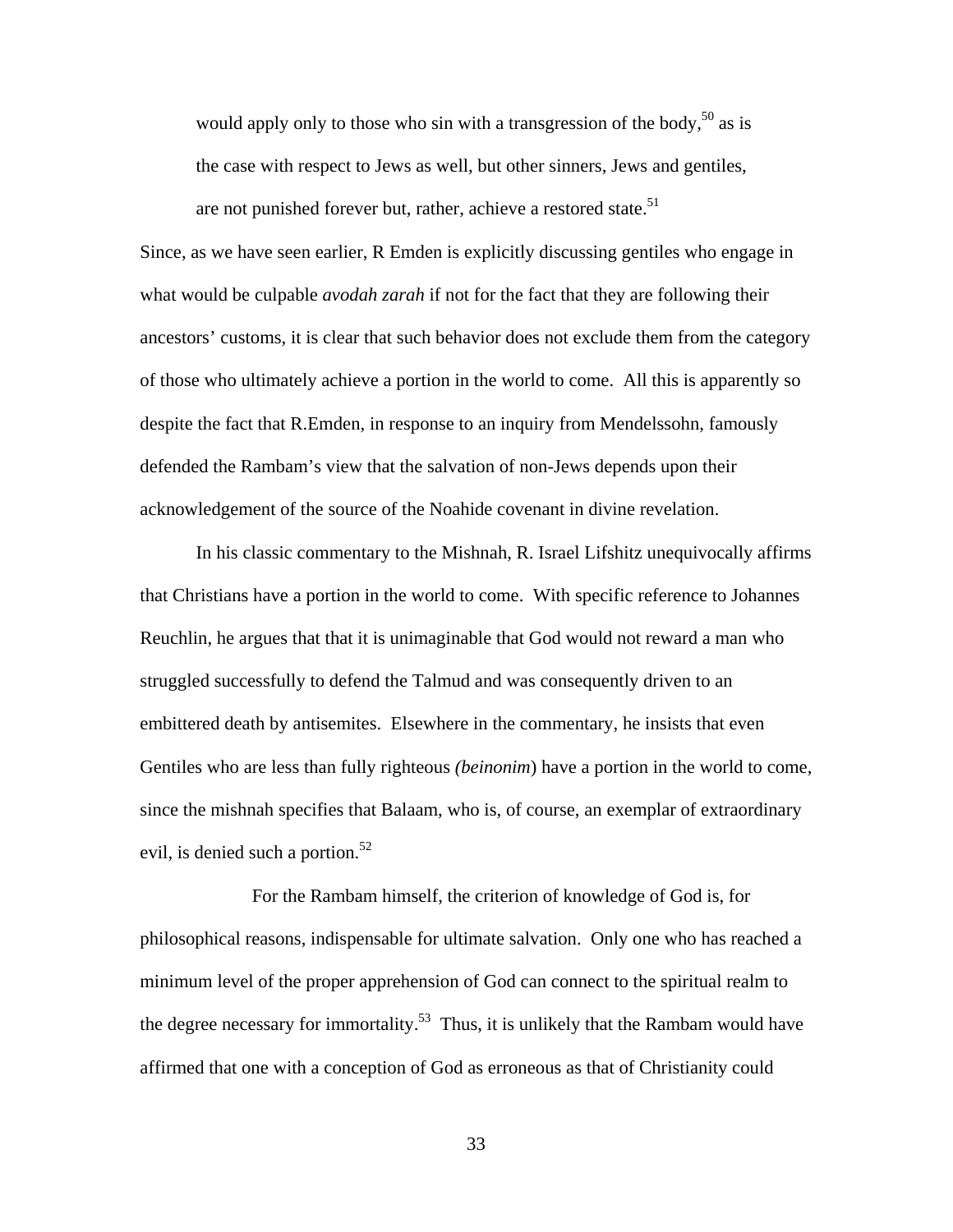> would apply only to those who sin with a transgression of the body,[50] as is the case with respect to Jews as well, but other sinners, Jews and gentiles, are not punished forever but, rather, achieve a restored state.[51]

Since, as we have seen earlier, R Emden is explicitly discussing gentiles who engage in what would be culpable *avodah zarah* if not for the fact that they are following their ancestors' customs, it is clear that such behavior does not exclude them from the category of those who ultimately achieve a portion in the world to come. All this is apparently so despite the fact that R.Emden, in response to an inquiry from Mendelssohn, famously defended the Rambam's view that the salvation of non-Jews depends upon their acknowledgement of the source of the Noahide covenant in divine revelation.

In his classic commentary to the Mishnah, R. Israel Lifshitz unequivocally affirms that Christians have a portion in the world to come. With specific reference to Johannes Reuchlin, he argues that that it is unimaginable that God would not reward a man who struggled successfully to defend the Talmud and was consequently driven to an embittered death by antisemites. Elsewhere in the commentary, he insists that even Gentiles who are less than fully righteous *(beinonim*) have a portion in the world to come, since the mishnah specifies that Balaam, who is, of course, an exemplar of extraordinary evil, is denied such a portion.[52]

For the Rambam himself, the criterion of knowledge of God is, for philosophical reasons, indispensable for ultimate salvation. Only one who has reached a minimum level of the proper apprehension of God can connect to the spiritual realm to the degree necessary for immortality.[53] Thus, it is unlikely that the Rambam would have affirmed that one with a conception of God as erroneous as that of Christianity could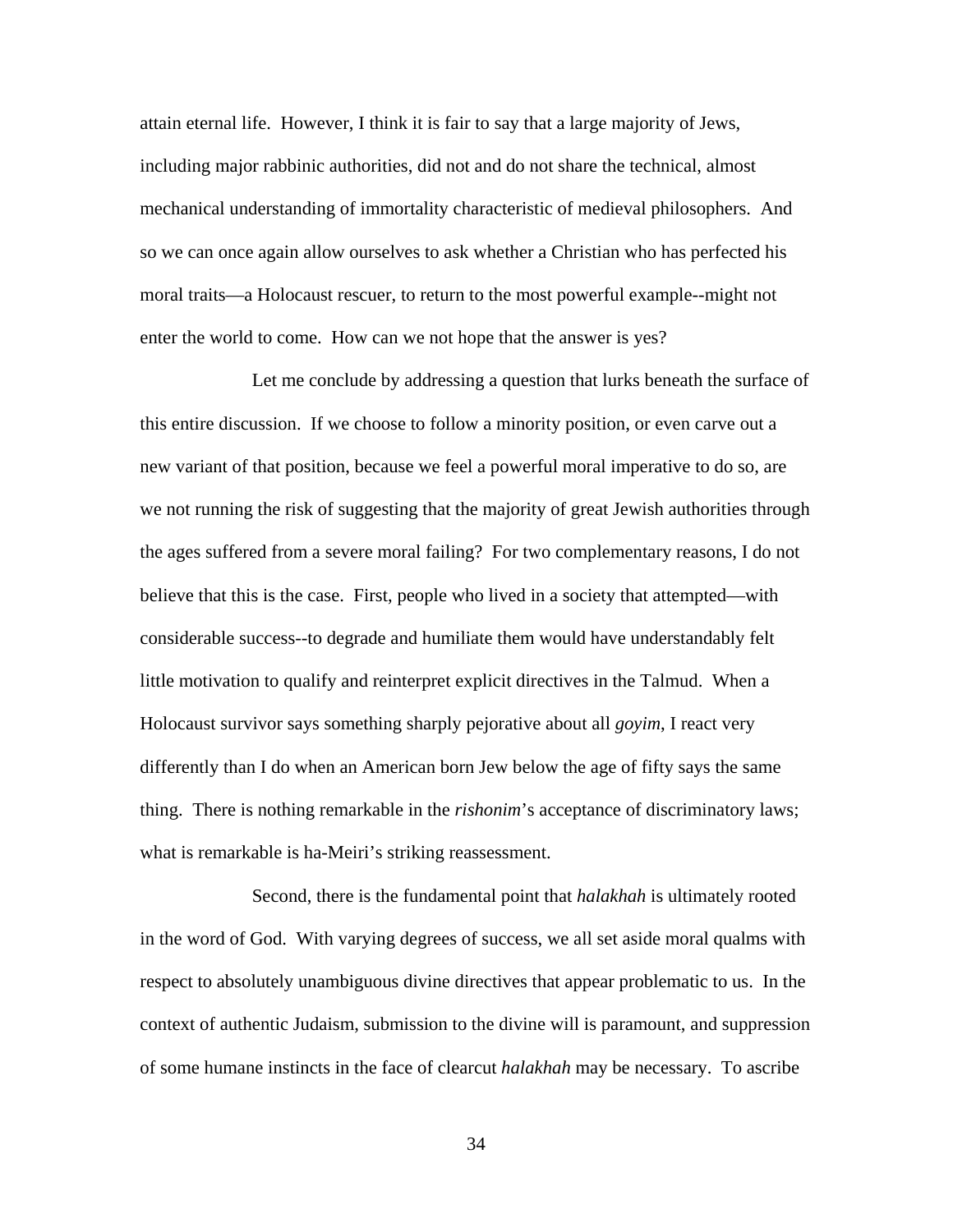attain eternal life. However, I think it is fair to say that a large majority of Jews, including major rabbinic authorities, did not and do not share the technical, almost mechanical understanding of immortality characteristic of medieval philosophers. And so we can once again allow ourselves to ask whether a Christian who has perfected his moral traits—a Holocaust rescuer, to return to the most powerful example--might not enter the world to come. How can we not hope that the answer is yes?

Let me conclude by addressing a question that lurks beneath the surface of this entire discussion. If we choose to follow a minority position, or even carve out a new variant of that position, because we feel a powerful moral imperative to do so, are we not running the risk of suggesting that the majority of great Jewish authorities through the ages suffered from a severe moral failing? For two complementary reasons, I do not believe that this is the case. First, people who lived in a society that attempted—with considerable success--to degrade and humiliate them would have understandably felt little motivation to qualify and reinterpret explicit directives in the Talmud. When a Holocaust survivor says something sharply pejorative about all *goyim*, I react very differently than I do when an American born Jew below the age of fifty says the same thing. There is nothing remarkable in the *rishonim*'s acceptance of discriminatory laws; what is remarkable is ha-Meiri's striking reassessment.

Second, there is the fundamental point that *halakhah* is ultimately rooted in the word of God. With varying degrees of success, we all set aside moral qualms with respect to absolutely unambiguous divine directives that appear problematic to us. In the context of authentic Judaism, submission to the divine will is paramount, and suppression of some humane instincts in the face of clearcut *halakhah* may be necessary. To ascribe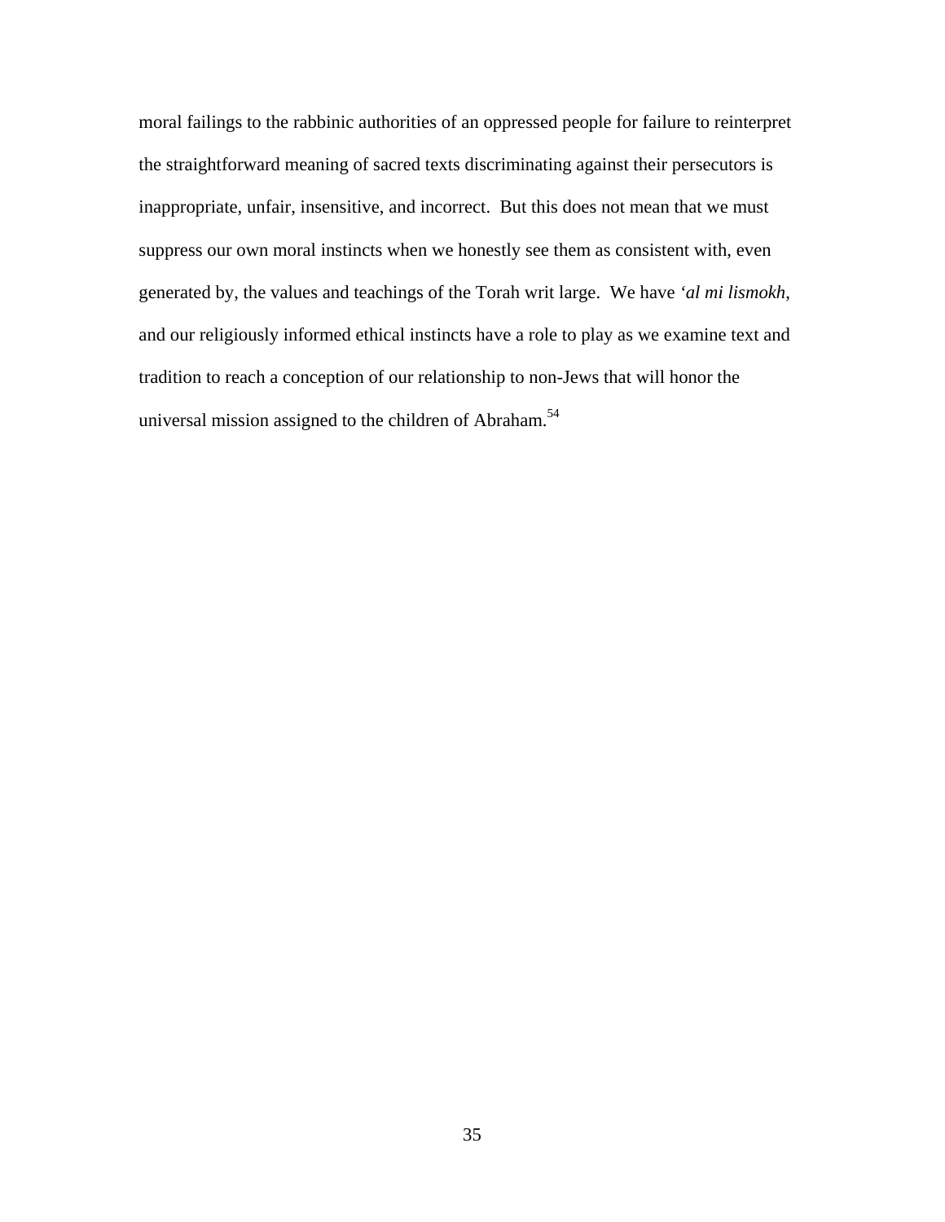moral failings to the rabbinic authorities of an oppressed people for failure to reinterpret the straightforward meaning of sacred texts discriminating against their persecutors is inappropriate, unfair, insensitive, and incorrect. But this does not mean that we must suppress our own moral instincts when we honestly see them as consistent with, even generated by, the values and teachings of the Torah writ large. We have *'al mi lismokh*, and our religiously informed ethical instincts have a role to play as we examine text and tradition to reach a conception of our relationship to non-Jews that will honor the universal mission assigned to the children of Abraham.[54]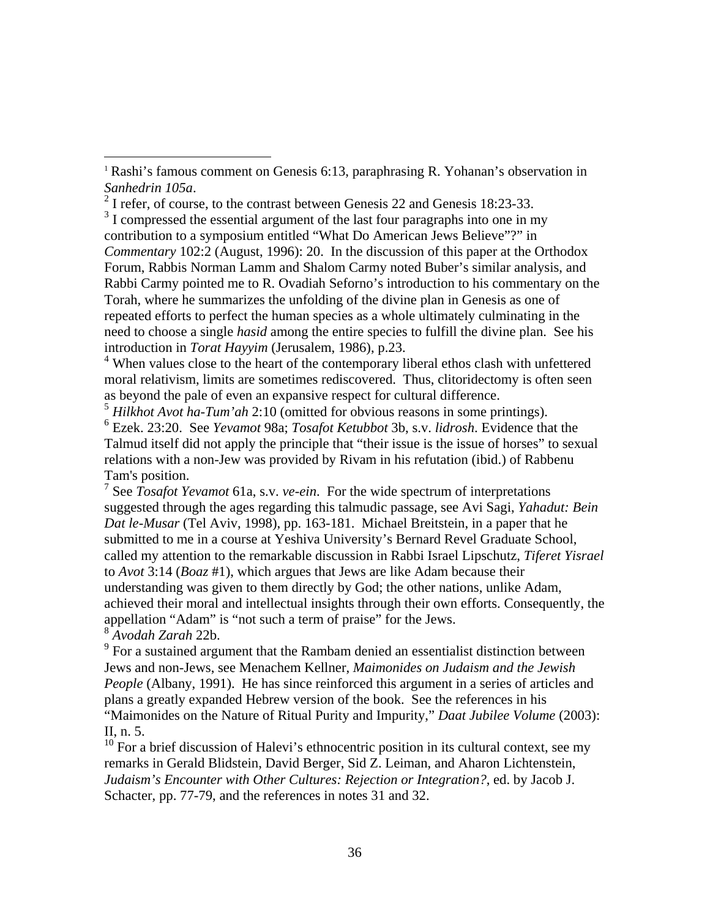[1] Rashi's famous comment on Genesis 6:13, paraphrasing R. Yohanan's observation in *Sanhedrin 105a*.

[2] I refer, of course, to the contrast between Genesis 22 and Genesis 18:23-33.

[3] I compressed the essential argument of the last four paragraphs into one in my contribution to a symposium entitled "What Do American Jews Believe"?" in *Commentary* 102:2 (August, 1996): 20. In the discussion of this paper at the Orthodox Forum, Rabbis Norman Lamm and Shalom Carmy noted Buber's similar analysis, and Rabbi Carmy pointed me to R. Ovadiah Seforno's introduction to his commentary on the Torah, where he summarizes the unfolding of the divine plan in Genesis as one of repeated efforts to perfect the human species as a whole ultimately culminating in the need to choose a single *hasid* among the entire species to fulfill the divine plan. See his introduction in *Torat Hayyim* (Jerusalem, 1986), p.23.

[4] When values close to the heart of the contemporary liberal ethos clash with unfettered moral relativism, limits are sometimes rediscovered. Thus, clitoridectomy is often seen as beyond the pale of even an expansive respect for cultural difference.

[5] *Hilkhot Avot ha-Tum'ah* 2:10 (omitted for obvious reasons in some printings).

[6] Ezek. 23:20. See *Yevamot* 98a; *Tosafot Ketubbot* 3b, s.v. *lidrosh*. Evidence that the Talmud itself did not apply the principle that "their issue is the issue of horses" to sexual relations with a non-Jew was provided by Rivam in his refutation (ibid.) of Rabbenu Tam's position.

[7] See *Tosafot Yevamot* 61a, s.v. *ve-ein*. For the wide spectrum of interpretations suggested through the ages regarding this talmudic passage, see Avi Sagi, *Yahadut: Bein Dat le-Musar* (Tel Aviv, 1998), pp. 163-181. Michael Breitstein, in a paper that he submitted to me in a course at Yeshiva University's Bernard Revel Graduate School, called my attention to the remarkable discussion in Rabbi Israel Lipschutz, *Tiferet Yisrael* to *Avot* 3:14 (*Boaz* #1), which argues that Jews are like Adam because their understanding was given to them directly by God; the other nations, unlike Adam, achieved their moral and intellectual insights through their own efforts. Consequently, the appellation "Adam" is "not such a term of praise" for the Jews.

[8] *Avodah Zarah* 22b.

[9] For a sustained argument that the Rambam denied an essentialist distinction between Jews and non-Jews, see Menachem Kellner, *Maimonides on Judaism and the Jewish People* (Albany, 1991). He has since reinforced this argument in a series of articles and plans a greatly expanded Hebrew version of the book. See the references in his "Maimonides on the Nature of Ritual Purity and Impurity," *Daat Jubilee Volume* (2003): II, n. 5.

[10] For a brief discussion of Halevi's ethnocentric position in its cultural context, see my remarks in Gerald Blidstein, David Berger, Sid Z. Leiman, and Aharon Lichtenstein, *Judaism's Encounter with Other Cultures: Rejection or Integration?*, ed. by Jacob J. Schacter, pp. 77-79, and the references in notes 31 and 32.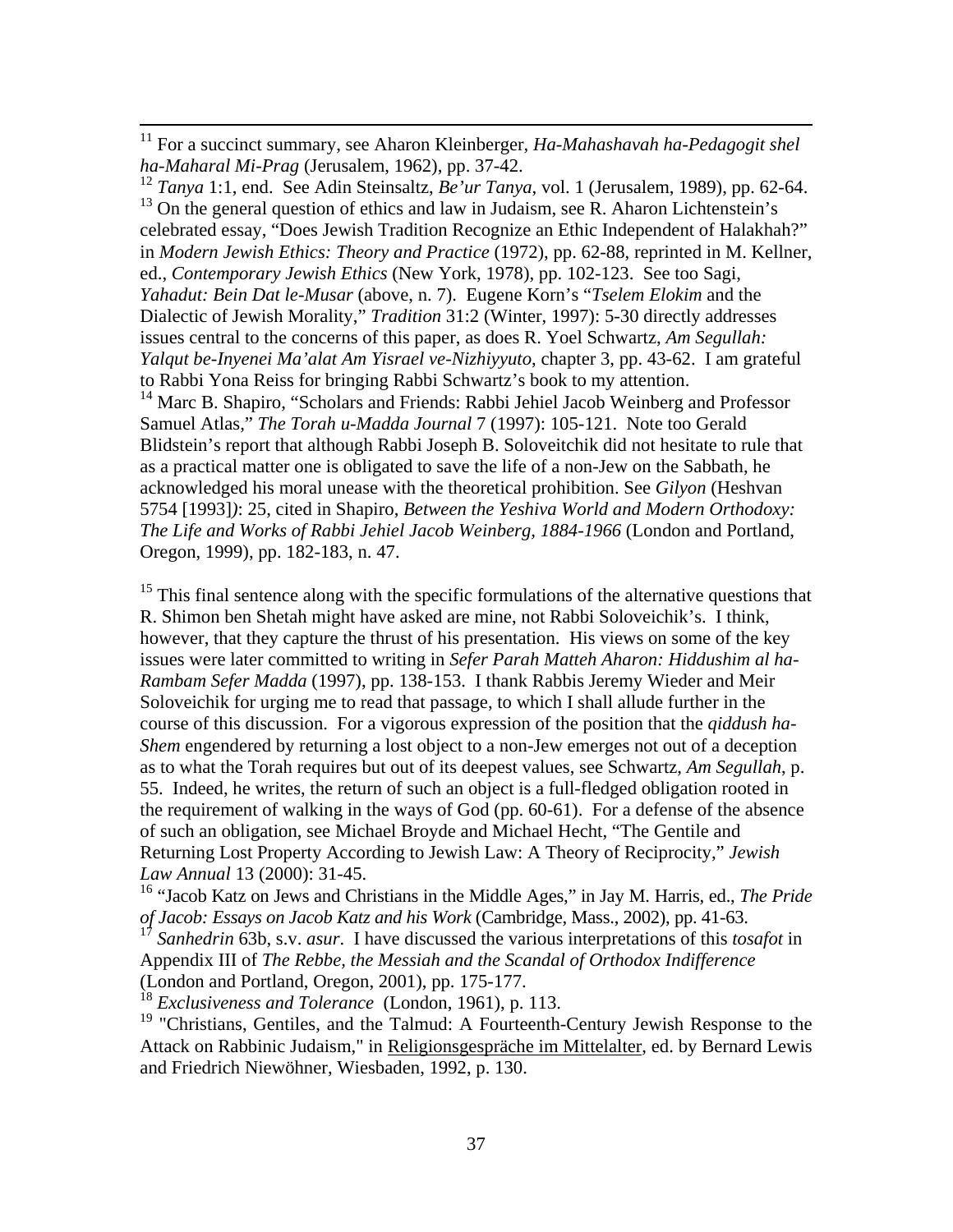[11] For a succinct summary, see Aharon Kleinberger, *Ha-Mahashavah ha-Pedagogit shel ha-Maharal Mi-Prag* (Jerusalem, 1962), pp. 37-42.

[12] *Tanya* 1:1, end. See Adin Steinsaltz, *Be'ur Tanya*, vol. 1 (Jerusalem, 1989), pp. 62-64.

[13] On the general question of ethics and law in Judaism, see R. Aharon Lichtenstein's celebrated essay, "Does Jewish Tradition Recognize an Ethic Independent of Halakhah?" in *Modern Jewish Ethics: Theory and Practice* (1972), pp. 62-88, reprinted in M. Kellner, ed., *Contemporary Jewish Ethics* (New York, 1978), pp. 102-123. See too Sagi, *Yahadut: Bein Dat le-Musar* (above, n. 7). Eugene Korn's "*Tselem Elokim* and the Dialectic of Jewish Morality," *Tradition* 31:2 (Winter, 1997): 5-30 directly addresses issues central to the concerns of this paper, as does R. Yoel Schwartz, *Am Segullah: Yalqut be-Inyenei Ma'alat Am Yisrael ve-Nizhiyyuto*, chapter 3, pp. 43-62. I am grateful to Rabbi Yona Reiss for bringing Rabbi Schwartz's book to my attention.

[14] Marc B. Shapiro, "Scholars and Friends: Rabbi Jehiel Jacob Weinberg and Professor Samuel Atlas," *The Torah u-Madda Journal* 7 (1997): 105-121. Note too Gerald Blidstein's report that although Rabbi Joseph B. Soloveitchik did not hesitate to rule that as a practical matter one is obligated to save the life of a non-Jew on the Sabbath, he acknowledged his moral unease with the theoretical prohibition. See *Gilyon* (Heshvan 5754 [1993]): 25, cited in Shapiro, *Between the Yeshiva World and Modern Orthodoxy: The Life and Works of Rabbi Jehiel Jacob Weinberg, 1884-1966* (London and Portland, Oregon, 1999), pp. 182-183, n. 47.

[15] This final sentence along with the specific formulations of the alternative questions that R. Shimon ben Shetah might have asked are mine, not Rabbi Soloveichik's. I think, however, that they capture the thrust of his presentation. His views on some of the key issues were later committed to writing in *Sefer Parah Matteh Aharon: Hiddushim al ha-Rambam Sefer Madda* (1997), pp. 138-153. I thank Rabbis Jeremy Wieder and Meir Soloveichik for urging me to read that passage, to which I shall allude further in the course of this discussion. For a vigorous expression of the position that the *qiddush ha-Shem* engendered by returning a lost object to a non-Jew emerges not out of a deception as to what the Torah requires but out of its deepest values, see Schwartz, *Am Segullah*, p. 55. Indeed, he writes, the return of such an object is a full-fledged obligation rooted in the requirement of walking in the ways of God (pp. 60-61). For a defense of the absence of such an obligation, see Michael Broyde and Michael Hecht, "The Gentile and Returning Lost Property According to Jewish Law: A Theory of Reciprocity," *Jewish Law Annual* 13 (2000): 31-45.

[16] "Jacob Katz on Jews and Christians in the Middle Ages," in Jay M. Harris, ed., *The Pride of Jacob: Essays on Jacob Katz and his Work* (Cambridge, Mass., 2002), pp. 41-63.

[17] *Sanhedrin* 63b, s.v. *asur*. I have discussed the various interpretations of this *tosafot* in Appendix III of *The Rebbe, the Messiah and the Scandal of Orthodox Indifference* (London and Portland, Oregon, 2001), pp. 175-177.

[18] *Exclusiveness and Tolerance* (London, 1961), p. 113.

[19] "Christians, Gentiles, and the Talmud: A Fourteenth-Century Jewish Response to the Attack on Rabbinic Judaism," in Religionsgespräche im Mittelalter, ed. by Bernard Lewis and Friedrich Niewöhner, Wiesbaden, 1992, p. 130.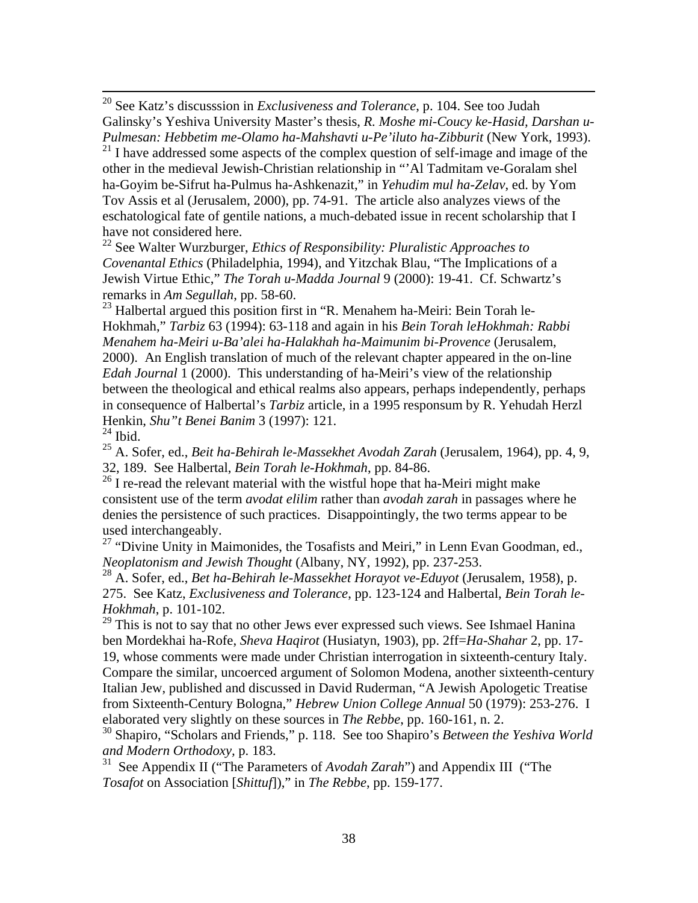[20] See Katz's discusssion in *Exclusiveness and Tolerance*, p. 104. See too Judah Galinsky's Yeshiva University Master's thesis, *R. Moshe mi-Coucy ke-Hasid, Darshan u-Pulmesan: Hebbetim me-Olamo ha-Mahshavti u-Pe'iluto ha-Zibburit* (New York, 1993).

[21] I have addressed some aspects of the complex question of self-image and image of the other in the medieval Jewish-Christian relationship in "'Al Tadmitam ve-Goralam shel ha-Goyim be-Sifrut ha-Pulmus ha-Ashkenazit," in *Yehudim mul ha-Zelav*, ed. by Yom Tov Assis et al (Jerusalem, 2000), pp. 74-91. The article also analyzes views of the eschatological fate of gentile nations, a much-debated issue in recent scholarship that I have not considered here.

[22] See Walter Wurzburger, *Ethics of Responsibility: Pluralistic Approaches to Covenantal Ethics* (Philadelphia, 1994), and Yitzchak Blau, "The Implications of a Jewish Virtue Ethic," *The Torah u-Madda Journal* 9 (2000): 19-41. Cf. Schwartz's remarks in *Am Segullah*, pp. 58-60.

[23] Halbertal argued this position first in "R. Menahem ha-Meiri: Bein Torah le-Hokhmah," *Tarbiz* 63 (1994): 63-118 and again in his *Bein Torah leHokhmah: Rabbi Menahem ha-Meiri u-Ba'alei ha-Halakhah ha-Maimunim bi-Provence* (Jerusalem, 2000). An English translation of much of the relevant chapter appeared in the on-line *Edah Journal* 1 (2000). This understanding of ha-Meiri's view of the relationship between the theological and ethical realms also appears, perhaps independently, perhaps in consequence of Halbertal's *Tarbiz* article, in a 1995 responsum by R. Yehudah Herzl Henkin, *Shu"t Benei Banim* 3 (1997): 121.

[24] Ibid.

[25] A. Sofer, ed., *Beit ha-Behirah le-Massekhet Avodah Zarah* (Jerusalem, 1964), pp. 4, 9, 32, 189. See Halbertal, *Bein Torah le-Hokhmah*, pp. 84-86.

[26] I re-read the relevant material with the wistful hope that ha-Meiri might make consistent use of the term *avodat elilim* rather than *avodah zarah* in passages where he denies the persistence of such practices. Disappointingly, the two terms appear to be used interchangeably.

[27] "Divine Unity in Maimonides, the Tosafists and Meiri," in Lenn Evan Goodman, ed., *Neoplatonism and Jewish Thought* (Albany, NY, 1992), pp. 237-253.

[28] A. Sofer, ed., *Bet ha-Behirah le-Massekhet Horayot ve-Eduyot* (Jerusalem, 1958), p. 275. See Katz, *Exclusiveness and Tolerance*, pp. 123-124 and Halbertal, *Bein Torah le-Hokhmah*, p. 101-102.

[29] This is not to say that no other Jews ever expressed such views. See Ishmael Hanina ben Mordekhai ha-Rofe, *Sheva Haqirot* (Husiatyn, 1903), pp. 2ff=*Ha-Shahar* 2, pp. 17-19, whose comments were made under Christian interrogation in sixteenth-century Italy. Compare the similar, uncoerced argument of Solomon Modena, another sixteenth-century Italian Jew, published and discussed in David Ruderman, "A Jewish Apologetic Treatise from Sixteenth-Century Bologna," *Hebrew Union College Annual* 50 (1979): 253-276. I elaborated very slightly on these sources in *The Rebbe*, pp. 160-161, n. 2.

[30] Shapiro, "Scholars and Friends," p. 118. See too Shapiro's *Between the Yeshiva World and Modern Orthodoxy,* p. 183.

[31] See Appendix II ("The Parameters of *Avodah Zarah*") and Appendix III ("The *Tosafot* on Association [*Shittuf*])," in *The Rebbe*, pp. 159-177.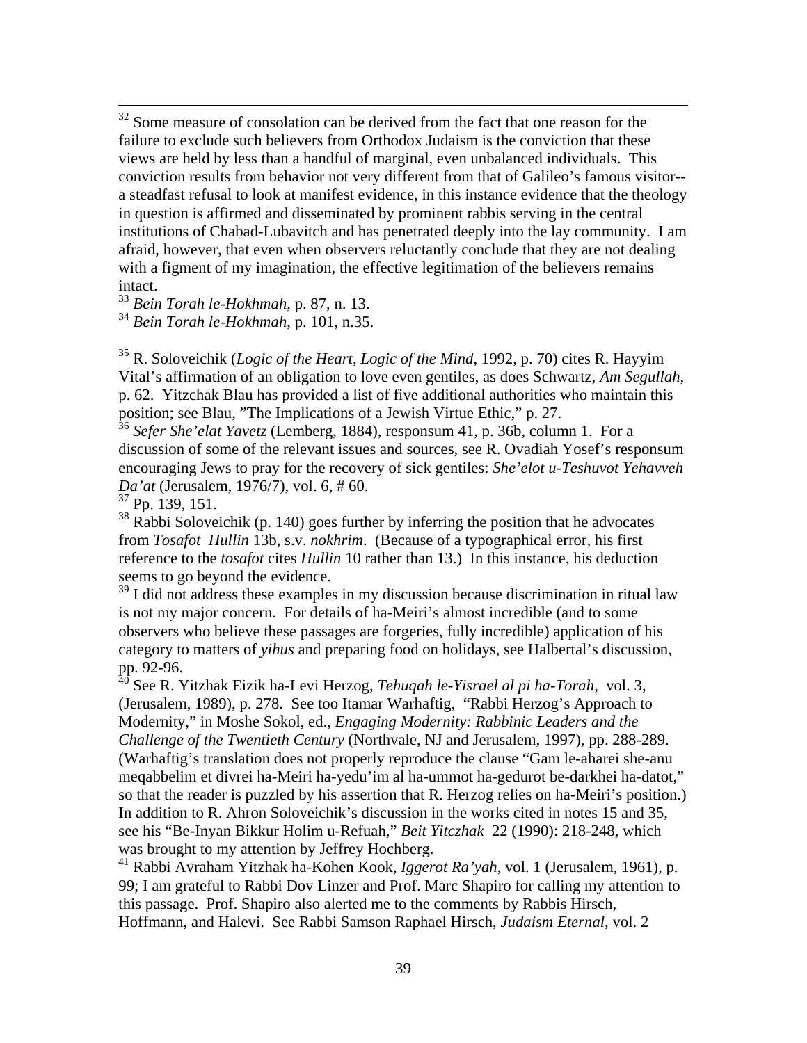[32] Some measure of consolation can be derived from the fact that one reason for the failure to exclude such believers from Orthodox Judaism is the conviction that these views are held by less than a handful of marginal, even unbalanced individuals. This conviction results from behavior not very different from that of Galileo's famous visitor--a steadfast refusal to look at manifest evidence, in this instance evidence that the theology in question is affirmed and disseminated by prominent rabbis serving in the central institutions of Chabad-Lubavitch and has penetrated deeply into the lay community. I am afraid, however, that even when observers reluctantly conclude that they are not dealing with a figment of my imagination, the effective legitimation of the believers remains intact.

[33] *Bein Torah le-Hokhmah*, p. 87, n. 13.

[34] *Bein Torah le-Hokhmah*, p. 101, n.35.

[35] R. Soloveichik (*Logic of the Heart, Logic of the Mind*, 1992, p. 70) cites R. Hayyim Vital's affirmation of an obligation to love even gentiles, as does Schwartz, *Am Segullah*, p. 62. Yitzchak Blau has provided a list of five additional authorities who maintain this position; see Blau, "The Implications of a Jewish Virtue Ethic," p. 27.

[36] *Sefer She'elat Yavetz* (Lemberg, 1884), responsum 41, p. 36b, column 1. For a discussion of some of the relevant issues and sources, see R. Ovadiah Yosef's responsum encouraging Jews to pray for the recovery of sick gentiles: *She'elot u-Teshuvot Yehavveh Da'at* (Jerusalem, 1976/7), vol. 6, # 60.

[37] Pp. 139, 151.

[38] Rabbi Soloveichik (p. 140) goes further by inferring the position that he advocates from *Tosafot Hullin* 13b, s.v. *nokhrim*. (Because of a typographical error, his first reference to the *tosafot* cites *Hullin* 10 rather than 13.) In this instance, his deduction seems to go beyond the evidence.

[39] I did not address these examples in my discussion because discrimination in ritual law is not my major concern. For details of ha-Meiri's almost incredible (and to some observers who believe these passages are forgeries, fully incredible) application of his category to matters of *yihus* and preparing food on holidays, see Halbertal's discussion, pp. 92-96.

[40] See R. Yitzhak Eizik ha-Levi Herzog, *Tehuqah le-Yisrael al pi ha-Torah*, vol. 3, (Jerusalem, 1989), p. 278. See too Itamar Warhaftig, "Rabbi Herzog's Approach to Modernity," in Moshe Sokol, ed., *Engaging Modernity: Rabbinic Leaders and the Challenge of the Twentieth Century* (Northvale, NJ and Jerusalem, 1997), pp. 288-289. (Warhaftig's translation does not properly reproduce the clause "Gam le-aharei she-anu meqabbelim et divrei ha-Meiri ha-yedu'im al ha-ummot ha-gedurot be-darkhei ha-datot," so that the reader is puzzled by his assertion that R. Herzog relies on ha-Meiri's position.) In addition to R. Ahron Soloveichik's discussion in the works cited in notes 15 and 35, see his "Be-Inyan Bikkur Holim u-Refuah," *Beit Yitczhak* 22 (1990): 218-248, which was brought to my attention by Jeffrey Hochberg.

[41] Rabbi Avraham Yitzhak ha-Kohen Kook, *Iggerot Ra'yah*, vol. 1 (Jerusalem, 1961), p. 99; I am grateful to Rabbi Dov Linzer and Prof. Marc Shapiro for calling my attention to this passage. Prof. Shapiro also alerted me to the comments by Rabbis Hirsch, Hoffmann, and Halevi. See Rabbi Samson Raphael Hirsch, *Judaism Eternal*, vol. 2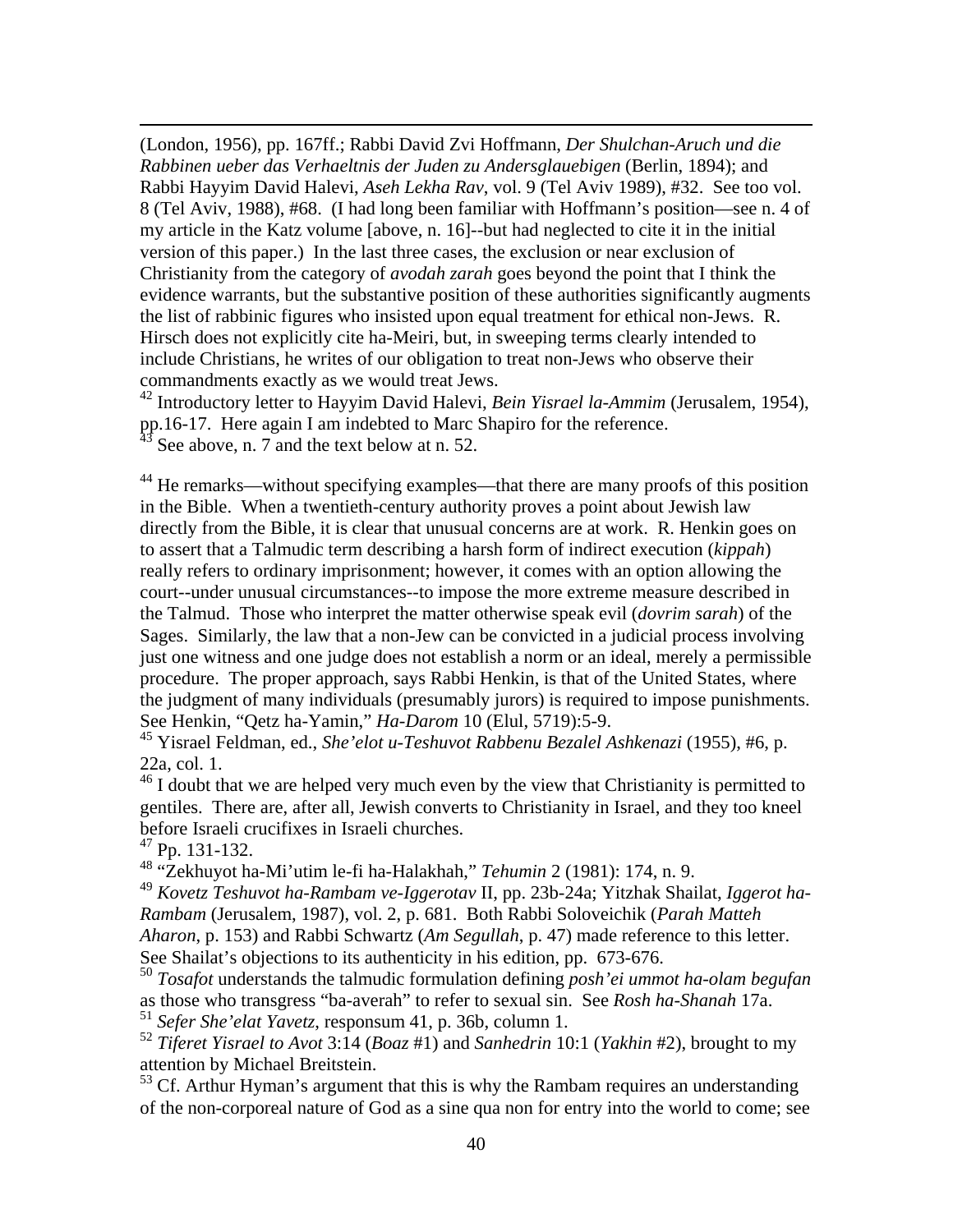(London, 1956), pp. 167ff.; Rabbi David Zvi Hoffmann, *Der Shulchan-Aruch und die Rabbinen ueber das Verhaeltnis der Juden zu Andersglauebigen* (Berlin, 1894); and Rabbi Hayyim David Halevi, *Aseh Lekha Rav*, vol. 9 (Tel Aviv 1989), #32. See too vol. 8 (Tel Aviv, 1988), #68. (I had long been familiar with Hoffmann's position—see n. 4 of my article in the Katz volume [above, n. 16]--but had neglected to cite it in the initial version of this paper.) In the last three cases, the exclusion or near exclusion of Christianity from the category of *avodah zarah* goes beyond the point that I think the evidence warrants, but the substantive position of these authorities significantly augments the list of rabbinic figures who insisted upon equal treatment for ethical non-Jews. R. Hirsch does not explicitly cite ha-Meiri, but, in sweeping terms clearly intended to include Christians, he writes of our obligation to treat non-Jews who observe their commandments exactly as we would treat Jews.

[42] Introductory letter to Hayyim David Halevi, *Bein Yisrael la-Ammim* (Jerusalem, 1954), pp.16-17. Here again I am indebted to Marc Shapiro for the reference.

[43] See above, n. 7 and the text below at n. 52.

[44] He remarks—without specifying examples—that there are many proofs of this position in the Bible. When a twentieth-century authority proves a point about Jewish law directly from the Bible, it is clear that unusual concerns are at work. R. Henkin goes on to assert that a Talmudic term describing a harsh form of indirect execution (*kippah*) really refers to ordinary imprisonment; however, it comes with an option allowing the court--under unusual circumstances--to impose the more extreme measure described in the Talmud. Those who interpret the matter otherwise speak evil (*dovrim sarah*) of the Sages. Similarly, the law that a non-Jew can be convicted in a judicial process involving just one witness and one judge does not establish a norm or an ideal, merely a permissible procedure. The proper approach, says Rabbi Henkin, is that of the United States, where the judgment of many individuals (presumably jurors) is required to impose punishments. See Henkin, "Qetz ha-Yamin," *Ha-Darom* 10 (Elul, 5719):5-9.

[45] Yisrael Feldman, ed., *She'elot u-Teshuvot Rabbenu Bezalel Ashkenazi* (1955), #6, p. 22a, col. 1.

[46] I doubt that we are helped very much even by the view that Christianity is permitted to gentiles. There are, after all, Jewish converts to Christianity in Israel, and they too kneel before Israeli crucifixes in Israeli churches.

[47] Pp. 131-132.

[48] "Zekhuyot ha-Mi'utim le-fi ha-Halakhah," *Tehumin* 2 (1981): 174, n. 9.

[49] *Kovetz Teshuvot ha-Rambam ve-Iggerotav* II, pp. 23b-24a; Yitzhak Shailat, *Iggerot ha-Rambam* (Jerusalem, 1987), vol. 2, p. 681. Both Rabbi Soloveichik (*Parah Matteh Aharon*, p. 153) and Rabbi Schwartz (*Am Segullah*, p. 47) made reference to this letter. See Shailat's objections to its authenticity in his edition, pp. 673-676.

[50] *Tosafot* understands the talmudic formulation defining *posh'ei ummot ha-olam begufan* as those who transgress "ba-averah" to refer to sexual sin. See *Rosh ha-Shanah* 17a.

[51] *Sefer She'elat Yavetz*, responsum 41, p. 36b, column 1.

[52] *Tiferet Yisrael to Avot* 3:14 (*Boaz* #1) and *Sanhedrin* 10:1 (*Yakhin* #2), brought to my attention by Michael Breitstein.

[53] Cf. Arthur Hyman's argument that this is why the Rambam requires an understanding of the non-corporeal nature of God as a sine qua non for entry into the world to come; see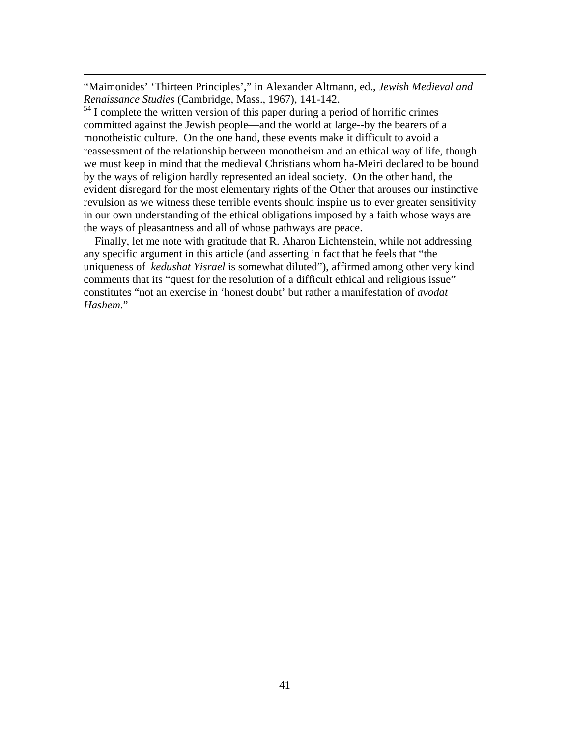"Maimonides' 'Thirteen Principles'," in Alexander Altmann, ed., *Jewish Medieval and Renaissance Studies* (Cambridge, Mass., 1967), 141-142.

[54] I complete the written version of this paper during a period of horrific crimes committed against the Jewish people—and the world at large--by the bearers of a monotheistic culture. On the one hand, these events make it difficult to avoid a reassessment of the relationship between monotheism and an ethical way of life, though we must keep in mind that the medieval Christians whom ha-Meiri declared to be bound by the ways of religion hardly represented an ideal society. On the other hand, the evident disregard for the most elementary rights of the Other that arouses our instinctive revulsion as we witness these terrible events should inspire us to ever greater sensitivity in our own understanding of the ethical obligations imposed by a faith whose ways are the ways of pleasantness and all of whose pathways are peace.

Finally, let me note with gratitude that R. Aharon Lichtenstein, while not addressing any specific argument in this article (and asserting in fact that he feels that "the uniqueness of *kedushat Yisrael* is somewhat diluted"), affirmed among other very kind comments that its "quest for the resolution of a difficult ethical and religious issue" constitutes "not an exercise in 'honest doubt' but rather a manifestation of *avodat Hashem*."